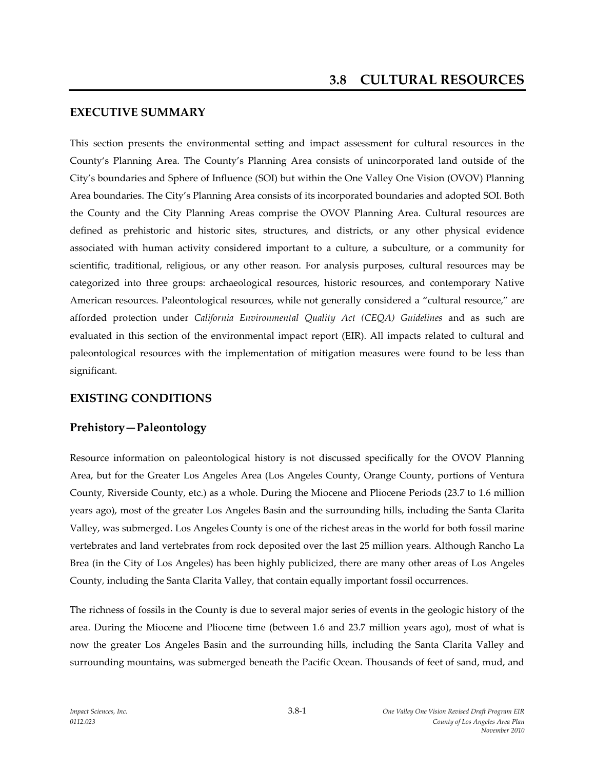# 3.8 CULTURAL RESOURCES

## EXECUTIVE SUMMARY

This section presents the environmental setting and impact assessment for cultural resources in the County's Planning Area. The County's Planning Area consists of unincorporated land outside of the City's boundaries and Sphere of Influence (SOI) but within the One Valley One Vision (OVOV) Planning Area boundaries. The City's Planning Area consists of its incorporated boundaries and adopted SOI. Both the County and the City Planning Areas comprise the OVOV Planning Area. Cultural resources are defined as prehistoric and historic sites, structures, and districts, or any other physical evidence associated with human activity considered important to a culture, a subculture, or a community for scientific, traditional, religious, or any other reason. For analysis purposes, cultural resources may be categorized into three groups: archaeological resources, historic resources, and contemporary Native American resources. Paleontological resources, while not generally considered a "cultural resource," are afforded protection under *California Environmental Quality Act (CEQA) Guidelines* and as such are evaluated in this section of the environmental impact report (EIR). All impacts related to cultural and paleontological resources with the implementation of mitigation measures were found to be less than significant.

## EXISTING CONDITIONS

### Prehistory—Paleontology

Resource information on paleontological history is not discussed specifically for the OVOV Planning Area, but for the Greater Los Angeles Area (Los Angeles County, Orange County, portions of Ventura County, Riverside County, etc.) as a whole. During the Miocene and Pliocene Periods (23.7 to 1.6 million years ago), most of the greater Los Angeles Basin and the surrounding hills, including the Santa Clarita Valley, was submerged. Los Angeles County is one of the richest areas in the world for both fossil marine vertebrates and land vertebrates from rock deposited over the last 25 million years. Although Rancho La Brea (in the City of Los Angeles) has been highly publicized, there are many other areas of Los Angeles County, including the Santa Clarita Valley, that contain equally important fossil occurrences.

The richness of fossils in the County is due to several major series of events in the geologic history of the area. During the Miocene and Pliocene time (between 1.6 and 23.7 million years ago), most of what is now the greater Los Angeles Basin and the surrounding hills, including the Santa Clarita Valley and surrounding mountains, was submerged beneath the Pacific Ocean. Thousands of feet of sand, mud, and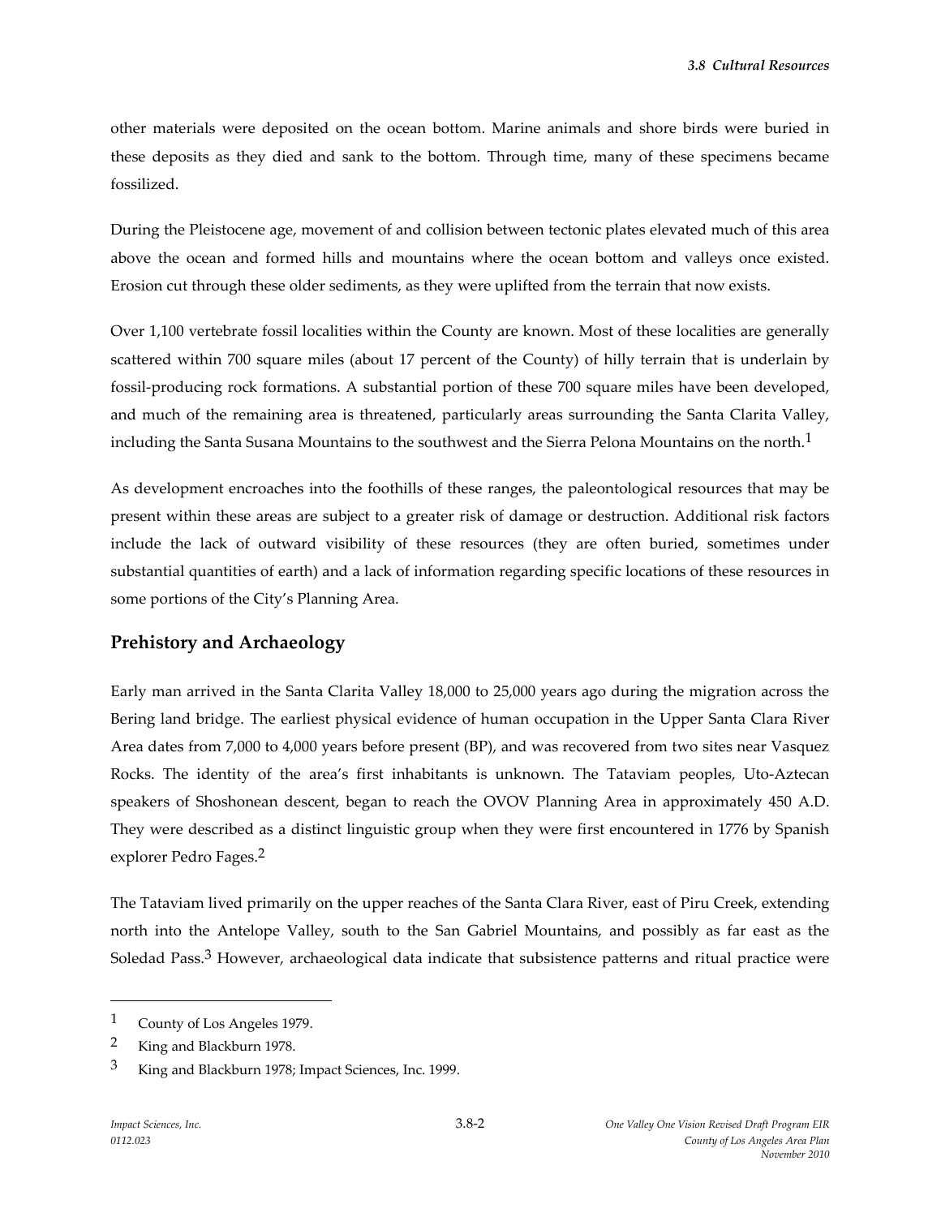other materials were deposited on the ocean bottom. Marine animals and shore birds were buried in these deposits as they died and sank to the bottom. Through time, many of these specimens became fossilized.

During the Pleistocene age, movement of and collision between tectonic plates elevated much of this area above the ocean and formed hills and mountains where the ocean bottom and valleys once existed. Erosion cut through these older sediments, as they were uplifted from the terrain that now exists.

Over 1,100 vertebrate fossil localities within the County are known. Most of these localities are generally scattered within 700 square miles (about 17 percent of the County) of hilly terrain that is underlain by fossil-producing rock formations. A substantial portion of these 700 square miles have been developed, and much of the remaining area is threatened, particularly areas surrounding the Santa Clarita Valley, including the Santa Susana Mountains to the southwest and the Sierra Pelona Mountains on the north.[1]

As development encroaches into the foothills of these ranges, the paleontological resources that may be present within these areas are subject to a greater risk of damage or destruction. Additional risk factors include the lack of outward visibility of these resources (they are often buried, sometimes under substantial quantities of earth) and a lack of information regarding specific locations of these resources in some portions of the City's Planning Area.

## Prehistory and Archaeology

Early man arrived in the Santa Clarita Valley 18,000 to 25,000 years ago during the migration across the Bering land bridge. The earliest physical evidence of human occupation in the Upper Santa Clara River Area dates from 7,000 to 4,000 years before present (BP), and was recovered from two sites near Vasquez Rocks. The identity of the area's first inhabitants is unknown. The Tataviam peoples, Uto-Aztecan speakers of Shoshonean descent, began to reach the OVOV Planning Area in approximately 450 A.D. They were described as a distinct linguistic group when they were first encountered in 1776 by Spanish explorer Pedro Fages.[2]

The Tataviam lived primarily on the upper reaches of the Santa Clara River, east of Piru Creek, extending north into the Antelope Valley, south to the San Gabriel Mountains, and possibly as far east as the Soledad Pass.[3] However, archaeological data indicate that subsistence patterns and ritual practice were

---

[1] County of Los Angeles 1979.

[2] King and Blackburn 1978.

[3] King and Blackburn 1978; Impact Sciences, Inc. 1999.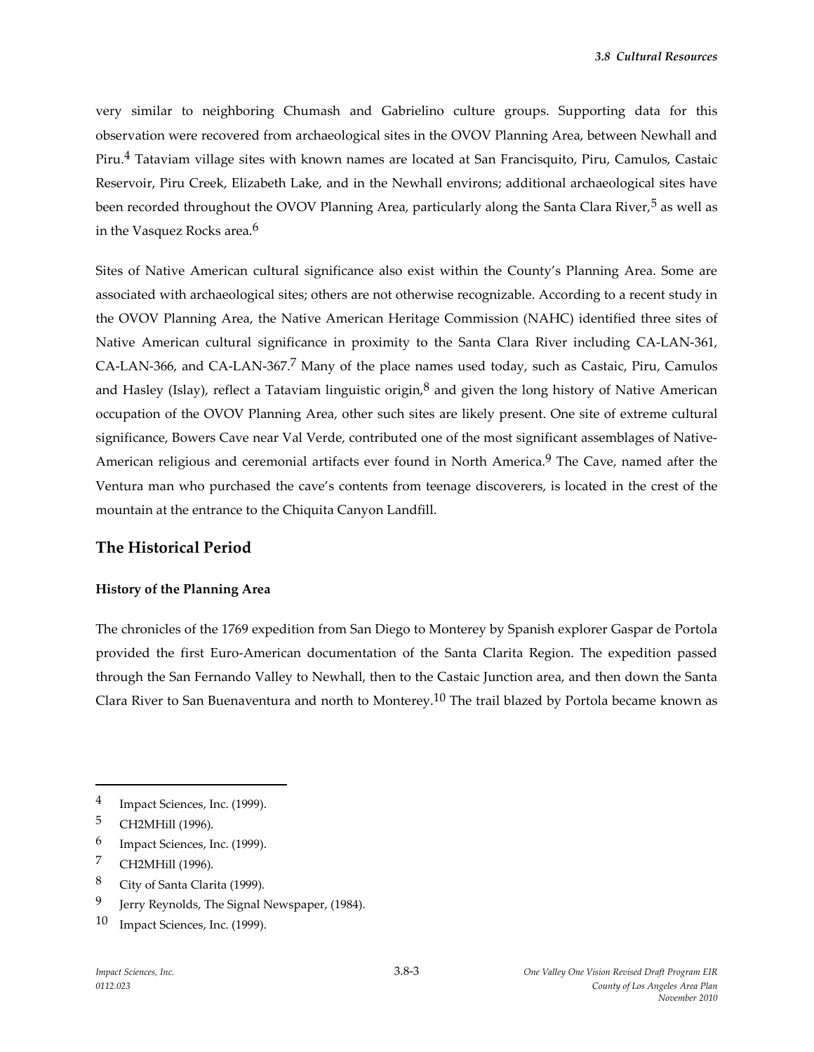very similar to neighboring Chumash and Gabrielino culture groups. Supporting data for this observation were recovered from archaeological sites in the OVOV Planning Area, between Newhall and Piru.[4] Tataviam village sites with known names are located at San Francisquito, Piru, Camulos, Castaic Reservoir, Piru Creek, Elizabeth Lake, and in the Newhall environs; additional archaeological sites have been recorded throughout the OVOV Planning Area, particularly along the Santa Clara River,[5] as well as in the Vasquez Rocks area.[6]

Sites of Native American cultural significance also exist within the County's Planning Area. Some are associated with archaeological sites; others are not otherwise recognizable. According to a recent study in the OVOV Planning Area, the Native American Heritage Commission (NAHC) identified three sites of Native American cultural significance in proximity to the Santa Clara River including CA-LAN-361, CA-LAN-366, and CA-LAN-367.[7] Many of the place names used today, such as Castaic, Piru, Camulos and Hasley (Islay), reflect a Tataviam linguistic origin,[8] and given the long history of Native American occupation of the OVOV Planning Area, other such sites are likely present. One site of extreme cultural significance, Bowers Cave near Val Verde, contributed one of the most significant assemblages of Native-American religious and ceremonial artifacts ever found in North America.[9] The Cave, named after the Ventura man who purchased the cave's contents from teenage discoverers, is located in the crest of the mountain at the entrance to the Chiquita Canyon Landfill.

## The Historical Period

### History of the Planning Area

The chronicles of the 1769 expedition from San Diego to Monterey by Spanish explorer Gaspar de Portola provided the first Euro-American documentation of the Santa Clarita Region. The expedition passed through the San Fernando Valley to Newhall, then to the Castaic Junction area, and then down the Santa Clara River to San Buenaventura and north to Monterey.[10] The trail blazed by Portola became known as

---

4 Impact Sciences, Inc. (1999).

5 CH2MHill (1996).

6 Impact Sciences, Inc. (1999).

7 CH2MHill (1996).

8 City of Santa Clarita (1999).

9 Jerry Reynolds, The Signal Newspaper, (1984).

10 Impact Sciences, Inc. (1999).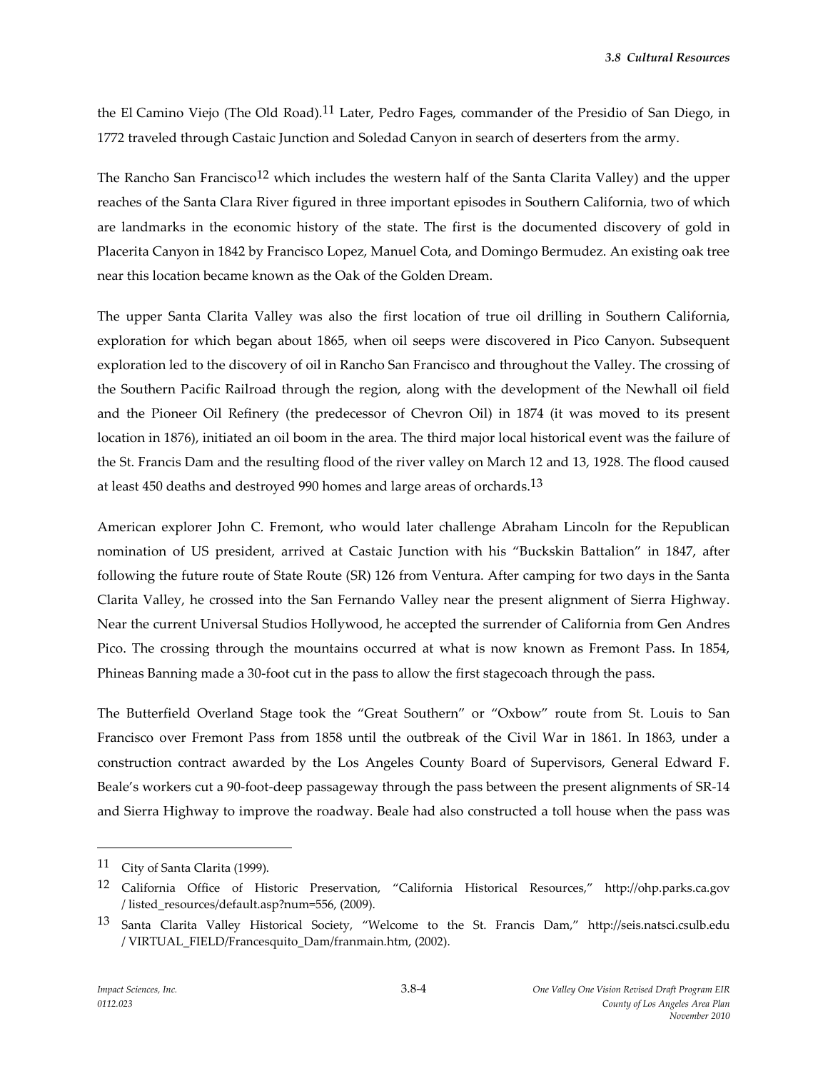the El Camino Viejo (The Old Road).[11] Later, Pedro Fages, commander of the Presidio of San Diego, in 1772 traveled through Castaic Junction and Soledad Canyon in search of deserters from the army.

The Rancho San Francisco[12] which includes the western half of the Santa Clarita Valley) and the upper reaches of the Santa Clara River figured in three important episodes in Southern California, two of which are landmarks in the economic history of the state. The first is the documented discovery of gold in Placerita Canyon in 1842 by Francisco Lopez, Manuel Cota, and Domingo Bermudez. An existing oak tree near this location became known as the Oak of the Golden Dream.

The upper Santa Clarita Valley was also the first location of true oil drilling in Southern California, exploration for which began about 1865, when oil seeps were discovered in Pico Canyon. Subsequent exploration led to the discovery of oil in Rancho San Francisco and throughout the Valley. The crossing of the Southern Pacific Railroad through the region, along with the development of the Newhall oil field and the Pioneer Oil Refinery (the predecessor of Chevron Oil) in 1874 (it was moved to its present location in 1876), initiated an oil boom in the area. The third major local historical event was the failure of the St. Francis Dam and the resulting flood of the river valley on March 12 and 13, 1928. The flood caused at least 450 deaths and destroyed 990 homes and large areas of orchards.[13]

American explorer John C. Fremont, who would later challenge Abraham Lincoln for the Republican nomination of US president, arrived at Castaic Junction with his "Buckskin Battalion" in 1847, after following the future route of State Route (SR) 126 from Ventura. After camping for two days in the Santa Clarita Valley, he crossed into the San Fernando Valley near the present alignment of Sierra Highway. Near the current Universal Studios Hollywood, he accepted the surrender of California from Gen Andres Pico. The crossing through the mountains occurred at what is now known as Fremont Pass. In 1854, Phineas Banning made a 30-foot cut in the pass to allow the first stagecoach through the pass.

The Butterfield Overland Stage took the "Great Southern" or "Oxbow" route from St. Louis to San Francisco over Fremont Pass from 1858 until the outbreak of the Civil War in 1861. In 1863, under a construction contract awarded by the Los Angeles County Board of Supervisors, General Edward F. Beale's workers cut a 90-foot-deep passageway through the pass between the present alignments of SR-14 and Sierra Highway to improve the roadway. Beale had also constructed a toll house when the pass was

---

[11] City of Santa Clarita (1999).

[12] California Office of Historic Preservation, "California Historical Resources," http://ohp.parks.ca.gov / listed_resources/default.asp?num=556, (2009).

[13] Santa Clarita Valley Historical Society, "Welcome to the St. Francis Dam," http://seis.natsci.csulb.edu / VIRTUAL_FIELD/Francesquito_Dam/franmain.htm, (2002).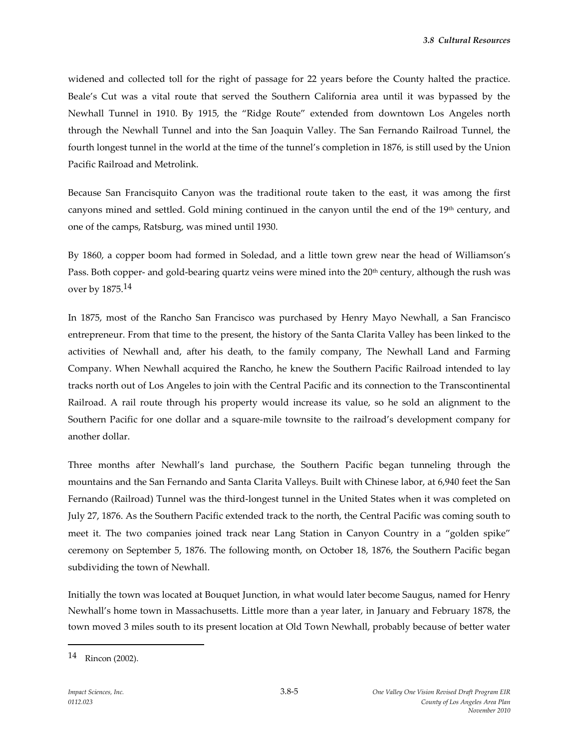widened and collected toll for the right of passage for 22 years before the County halted the practice. Beale's Cut was a vital route that served the Southern California area until it was bypassed by the Newhall Tunnel in 1910. By 1915, the "Ridge Route" extended from downtown Los Angeles north through the Newhall Tunnel and into the San Joaquin Valley. The San Fernando Railroad Tunnel, the fourth longest tunnel in the world at the time of the tunnel's completion in 1876, is still used by the Union Pacific Railroad and Metrolink.

Because San Francisquito Canyon was the traditional route taken to the east, it was among the first canyons mined and settled. Gold mining continued in the canyon until the end of the 19th century, and one of the camps, Ratsburg, was mined until 1930.

By 1860, a copper boom had formed in Soledad, and a little town grew near the head of Williamson's Pass. Both copper- and gold-bearing quartz veins were mined into the 20th century, although the rush was over by 1875.[14]

In 1875, most of the Rancho San Francisco was purchased by Henry Mayo Newhall, a San Francisco entrepreneur. From that time to the present, the history of the Santa Clarita Valley has been linked to the activities of Newhall and, after his death, to the family company, The Newhall Land and Farming Company. When Newhall acquired the Rancho, he knew the Southern Pacific Railroad intended to lay tracks north out of Los Angeles to join with the Central Pacific and its connection to the Transcontinental Railroad. A rail route through his property would increase its value, so he sold an alignment to the Southern Pacific for one dollar and a square-mile townsite to the railroad's development company for another dollar.

Three months after Newhall's land purchase, the Southern Pacific began tunneling through the mountains and the San Fernando and Santa Clarita Valleys. Built with Chinese labor, at 6,940 feet the San Fernando (Railroad) Tunnel was the third-longest tunnel in the United States when it was completed on July 27, 1876. As the Southern Pacific extended track to the north, the Central Pacific was coming south to meet it. The two companies joined track near Lang Station in Canyon Country in a "golden spike" ceremony on September 5, 1876. The following month, on October 18, 1876, the Southern Pacific began subdividing the town of Newhall.

Initially the town was located at Bouquet Junction, in what would later become Saugus, named for Henry Newhall's home town in Massachusetts. Little more than a year later, in January and February 1878, the town moved 3 miles south to its present location at Old Town Newhall, probably because of better water

---

[14] Rincon (2002).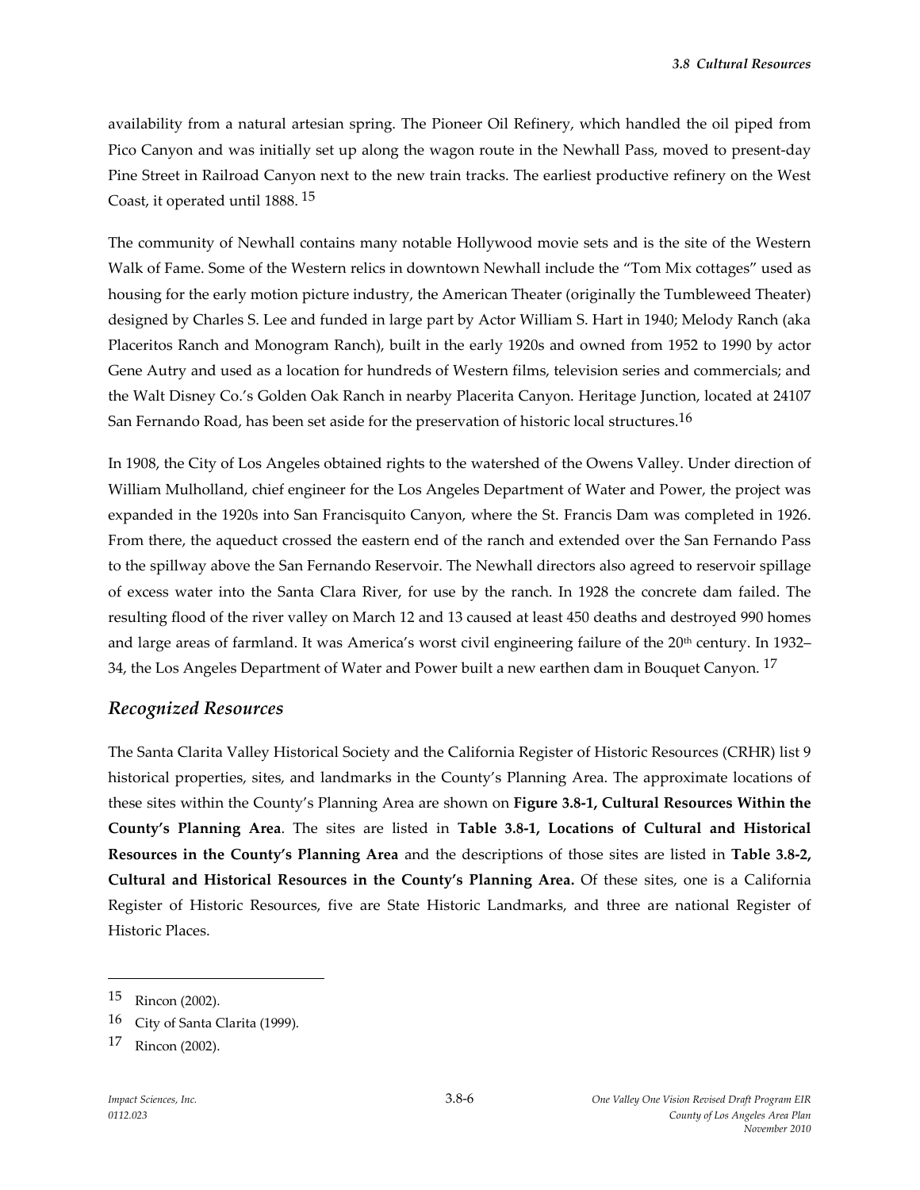availability from a natural artesian spring. The Pioneer Oil Refinery, which handled the oil piped from Pico Canyon and was initially set up along the wagon route in the Newhall Pass, moved to present-day Pine Street in Railroad Canyon next to the new train tracks. The earliest productive refinery on the West Coast, it operated until 1888. [15]

The community of Newhall contains many notable Hollywood movie sets and is the site of the Western Walk of Fame. Some of the Western relics in downtown Newhall include the "Tom Mix cottages" used as housing for the early motion picture industry, the American Theater (originally the Tumbleweed Theater) designed by Charles S. Lee and funded in large part by Actor William S. Hart in 1940; Melody Ranch (aka Placeritos Ranch and Monogram Ranch), built in the early 1920s and owned from 1952 to 1990 by actor Gene Autry and used as a location for hundreds of Western films, television series and commercials; and the Walt Disney Co.'s Golden Oak Ranch in nearby Placerita Canyon. Heritage Junction, located at 24107 San Fernando Road, has been set aside for the preservation of historic local structures.[16]

In 1908, the City of Los Angeles obtained rights to the watershed of the Owens Valley. Under direction of William Mulholland, chief engineer for the Los Angeles Department of Water and Power, the project was expanded in the 1920s into San Francisquito Canyon, where the St. Francis Dam was completed in 1926. From there, the aqueduct crossed the eastern end of the ranch and extended over the San Fernando Pass to the spillway above the San Fernando Reservoir. The Newhall directors also agreed to reservoir spillage of excess water into the Santa Clara River, for use by the ranch. In 1928 the concrete dam failed. The resulting flood of the river valley on March 12 and 13 caused at least 450 deaths and destroyed 990 homes and large areas of farmland. It was America's worst civil engineering failure of the 20th century. In 1932–34, the Los Angeles Department of Water and Power built a new earthen dam in Bouquet Canyon. [17]

## *Recognized Resources*

The Santa Clarita Valley Historical Society and the California Register of Historic Resources (CRHR) list 9 historical properties, sites, and landmarks in the County's Planning Area. The approximate locations of these sites within the County's Planning Area are shown on **Figure 3.8-1, Cultural Resources Within the County's Planning Area**. The sites are listed in **Table 3.8-1, Locations of Cultural and Historical Resources in the County's Planning Area** and the descriptions of those sites are listed in **Table 3.8-2, Cultural and Historical Resources in the County's Planning Area.** Of these sites, one is a California Register of Historic Resources, five are State Historic Landmarks, and three are national Register of Historic Places.

---

15 Rincon (2002).

16 City of Santa Clarita (1999).

17 Rincon (2002).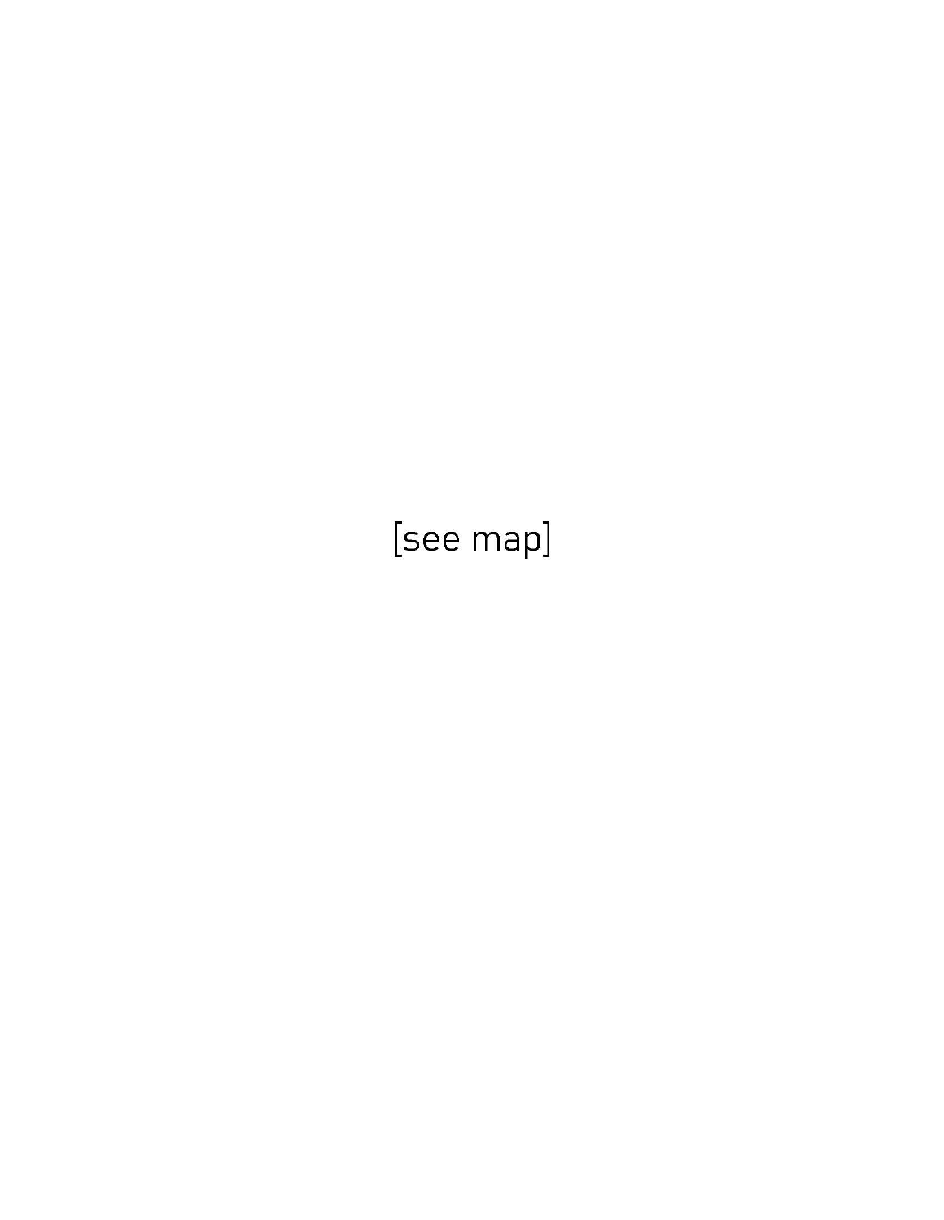[see map]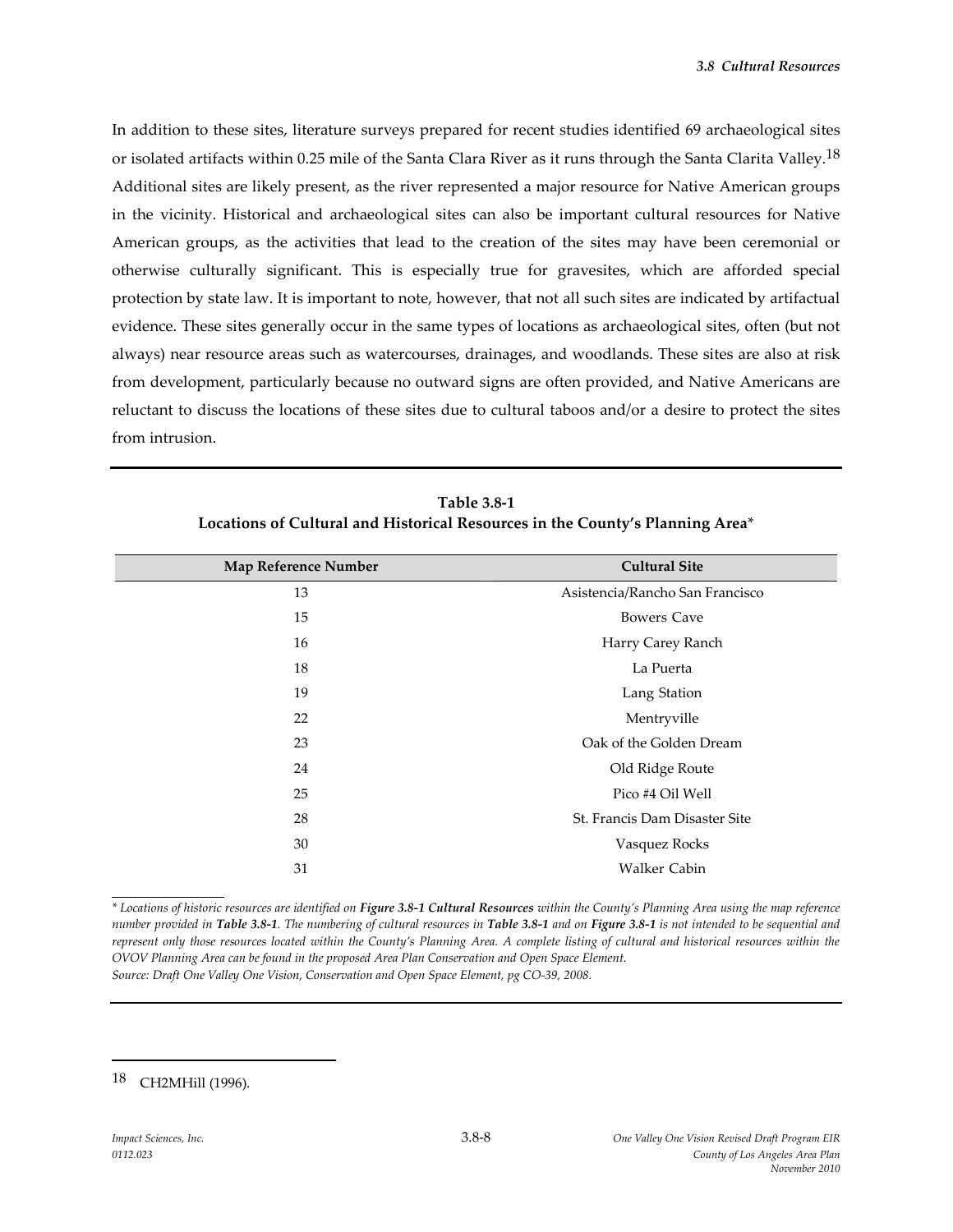In addition to these sites, literature surveys prepared for recent studies identified 69 archaeological sites or isolated artifacts within 0.25 mile of the Santa Clara River as it runs through the Santa Clarita Valley.[18] Additional sites are likely present, as the river represented a major resource for Native American groups in the vicinity. Historical and archaeological sites can also be important cultural resources for Native American groups, as the activities that lead to the creation of the sites may have been ceremonial or otherwise culturally significant. This is especially true for gravesites, which are afforded special protection by state law. It is important to note, however, that not all such sites are indicated by artifactual evidence. These sites generally occur in the same types of locations as archaeological sites, often (but not always) near resource areas such as watercourses, drainages, and woodlands. These sites are also at risk from development, particularly because no outward signs are often provided, and Native Americans are reluctant to discuss the locations of these sites due to cultural taboos and/or a desire to protect the sites from intrusion.

**Table 3.8-1**
**Locations of Cultural and Historical Resources in the County's Planning Area***

| Map Reference Number | Cultural Site |
|---|---|
| 13 | Asistencia/Rancho San Francisco |
| 15 | Bowers Cave |
| 16 | Harry Carey Ranch |
| 18 | La Puerta |
| 19 | Lang Station |
| 22 | Mentryville |
| 23 | Oak of the Golden Dream |
| 24 | Old Ridge Route |
| 25 | Pico #4 Oil Well |
| 28 | St. Francis Dam Disaster Site |
| 30 | Vasquez Rocks |
| 31 | Walker Cabin |

*\* Locations of historic resources are identified on **Figure 3.8-1 Cultural Resources** within the County's Planning Area using the map reference number provided in **Table 3.8-1**. The numbering of cultural resources in **Table 3.8-1** and on **Figure 3.8-1** is not intended to be sequential and represent only those resources located within the County's Planning Area. A complete listing of cultural and historical resources within the OVOV Planning Area can be found in the proposed Area Plan Conservation and Open Space Element.*
*Source: Draft One Valley One Vision, Conservation and Open Space Element, pg CO-39, 2008.*

---

[18] CH2MHill (1996).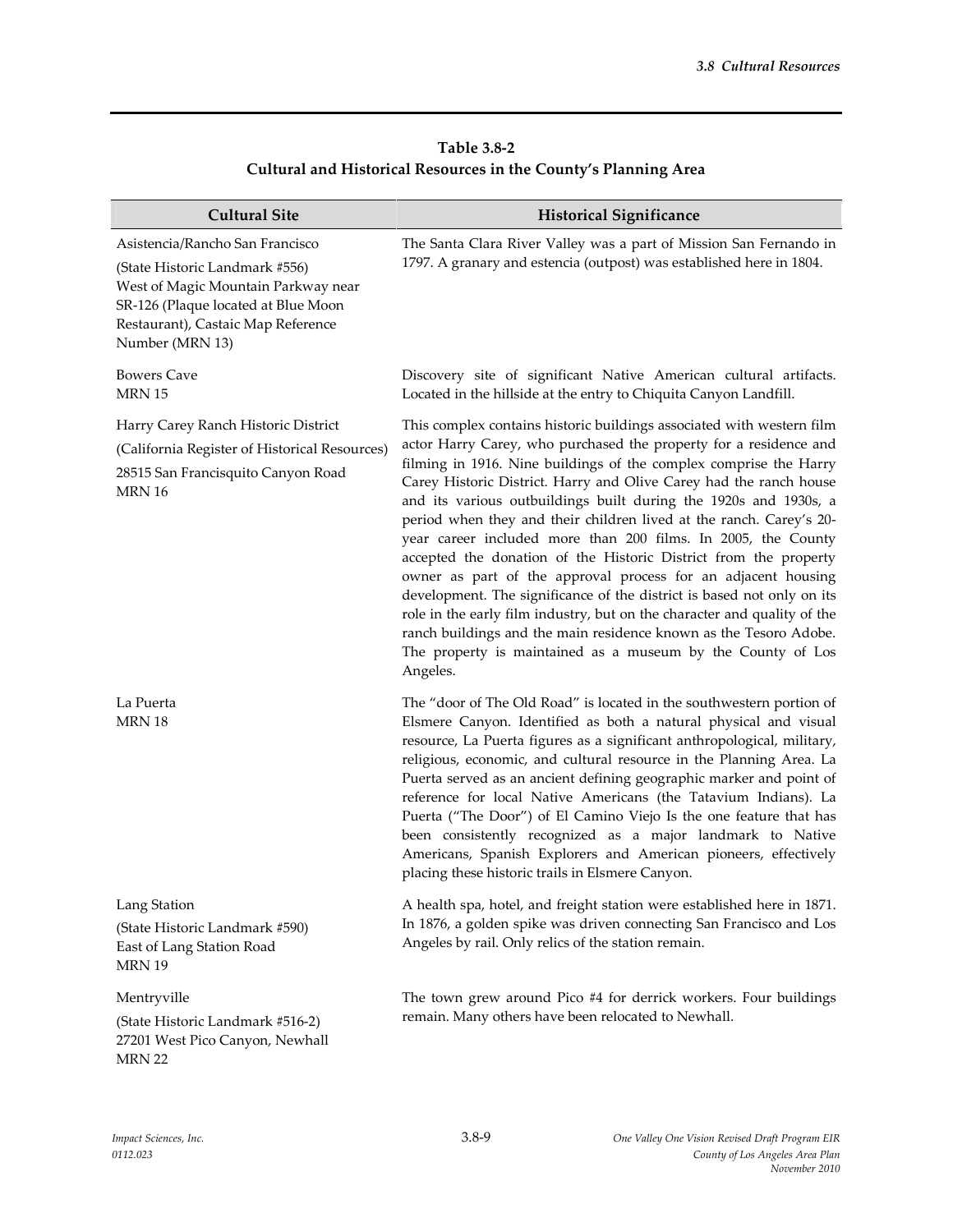**Table 3.8-2**
**Cultural and Historical Resources in the County's Planning Area**

| Cultural Site | Historical Significance |
|---|---|
| Asistencia/Rancho San Francisco<br>(State Historic Landmark #556)<br>West of Magic Mountain Parkway near SR-126 (Plaque located at Blue Moon Restaurant), Castaic Map Reference Number (MRN 13) | The Santa Clara River Valley was a part of Mission San Fernando in 1797. A granary and estencia (outpost) was established here in 1804. |
| Bowers Cave<br>MRN 15 | Discovery site of significant Native American cultural artifacts. Located in the hillside at the entry to Chiquita Canyon Landfill. |
| Harry Carey Ranch Historic District<br>(California Register of Historical Resources)<br>28515 San Francisquito Canyon Road<br>MRN 16 | This complex contains historic buildings associated with western film actor Harry Carey, who purchased the property for a residence and filming in 1916. Nine buildings of the complex comprise the Harry Carey Historic District. Harry and Olive Carey had the ranch house and its various outbuildings built during the 1920s and 1930s, a period when they and their children lived at the ranch. Carey's 20-year career included more than 200 films. In 2005, the County accepted the donation of the Historic District from the property owner as part of the approval process for an adjacent housing development. The significance of the district is based not only on its role in the early film industry, but on the character and quality of the ranch buildings and the main residence known as the Tesoro Adobe. The property is maintained as a museum by the County of Los Angeles. |
| La Puerta<br>MRN 18 | The "door of The Old Road" is located in the southwestern portion of Elsmere Canyon. Identified as both a natural physical and visual resource, La Puerta figures as a significant anthropological, military, religious, economic, and cultural resource in the Planning Area. La Puerta served as an ancient defining geographic marker and point of reference for local Native Americans (the Tatavium Indians). La Puerta ("The Door") of El Camino Viejo Is the one feature that has been consistently recognized as a major landmark to Native Americans, Spanish Explorers and American pioneers, effectively placing these historic trails in Elsmere Canyon. |
| Lang Station<br>(State Historic Landmark #590)<br>East of Lang Station Road<br>MRN 19 | A health spa, hotel, and freight station were established here in 1871. In 1876, a golden spike was driven connecting San Francisco and Los Angeles by rail. Only relics of the station remain. |
| Mentryville<br>(State Historic Landmark #516-2)<br>27201 West Pico Canyon, Newhall<br>MRN 22 | The town grew around Pico #4 for derrick workers. Four buildings remain. Many others have been relocated to Newhall. |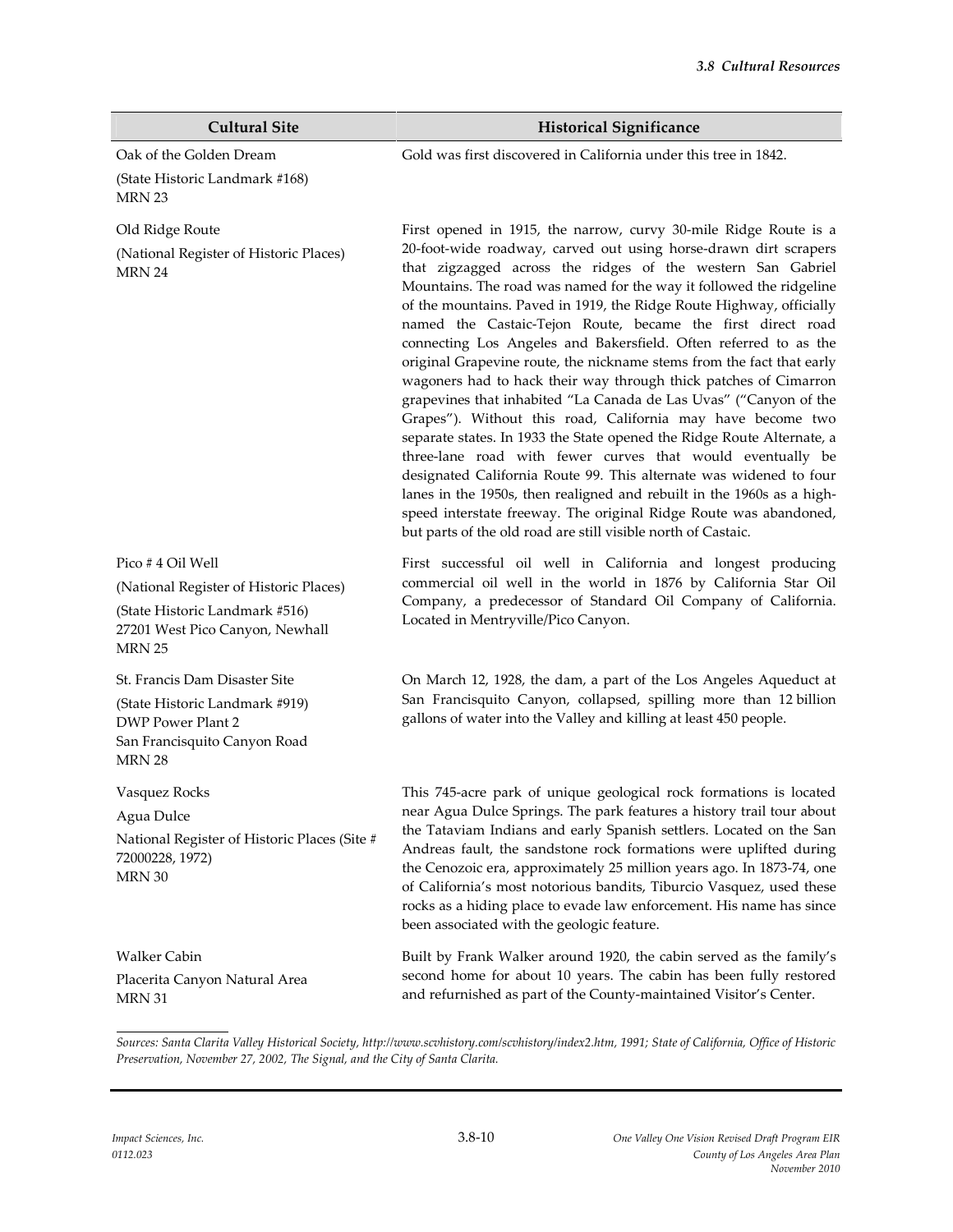| Cultural Site | Historical Significance |
|---|---|
| Oak of the Golden Dream<br>(State Historic Landmark #168)<br>MRN 23 | Gold was first discovered in California under this tree in 1842. |
| Old Ridge Route<br>(National Register of Historic Places)<br>MRN 24 | First opened in 1915, the narrow, curvy 30-mile Ridge Route is a 20-foot-wide roadway, carved out using horse-drawn dirt scrapers that zigzagged across the ridges of the western San Gabriel Mountains. The road was named for the way it followed the ridgeline of the mountains. Paved in 1919, the Ridge Route Highway, officially named the Castaic-Tejon Route, became the first direct road connecting Los Angeles and Bakersfield. Often referred to as the original Grapevine route, the nickname stems from the fact that early wagoners had to hack their way through thick patches of Cimarron grapevines that inhabited "La Canada de Las Uvas" ("Canyon of the Grapes"). Without this road, California may have become two separate states. In 1933 the State opened the Ridge Route Alternate, a three-lane road with fewer curves that would eventually be designated California Route 99. This alternate was widened to four lanes in the 1950s, then realigned and rebuilt in the 1960s as a high-speed interstate freeway. The original Ridge Route was abandoned, but parts of the old road are still visible north of Castaic. |
| Pico # 4 Oil Well<br>(National Register of Historic Places)<br>(State Historic Landmark #516)<br>27201 West Pico Canyon, Newhall<br>MRN 25 | First successful oil well in California and longest producing commercial oil well in the world in 1876 by California Star Oil Company, a predecessor of Standard Oil Company of California. Located in Mentryville/Pico Canyon. |
| St. Francis Dam Disaster Site<br>(State Historic Landmark #919)<br>DWP Power Plant 2<br>San Francisquito Canyon Road<br>MRN 28 | On March 12, 1928, the dam, a part of the Los Angeles Aqueduct at San Francisquito Canyon, collapsed, spilling more than 12 billion gallons of water into the Valley and killing at least 450 people. |
| Vasquez Rocks<br>Agua Dulce<br>National Register of Historic Places (Site # 72000228, 1972)<br>MRN 30 | This 745-acre park of unique geological rock formations is located near Agua Dulce Springs. The park features a history trail tour about the Tataviam Indians and early Spanish settlers. Located on the San Andreas fault, the sandstone rock formations were uplifted during the Cenozoic era, approximately 25 million years ago. In 1873-74, one of California's most notorious bandits, Tiburcio Vasquez, used these rocks as a hiding place to evade law enforcement. His name has since been associated with the geologic feature. |
| Walker Cabin<br>Placerita Canyon Natural Area<br>MRN 31 | Built by Frank Walker around 1920, the cabin served as the family's second home for about 10 years. The cabin has been fully restored and refurnished as part of the County-maintained Visitor's Center. |

*Sources: Santa Clarita Valley Historical Society, http://www.scvhistory.com/scvhistory/index2.htm, 1991; State of California, Office of Historic Preservation, November 27, 2002, The Signal, and the City of Santa Clarita.*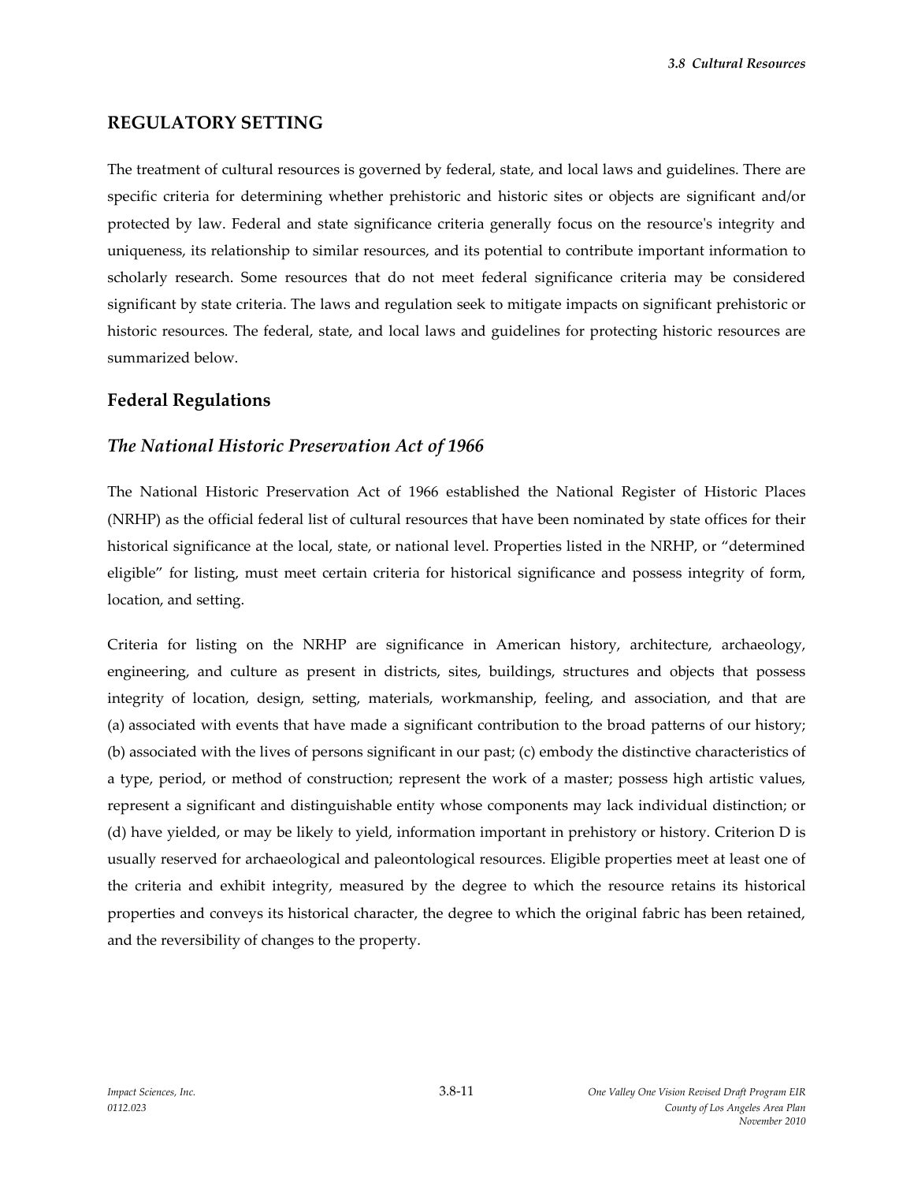## REGULATORY SETTING

The treatment of cultural resources is governed by federal, state, and local laws and guidelines. There are specific criteria for determining whether prehistoric and historic sites or objects are significant and/or protected by law. Federal and state significance criteria generally focus on the resource's integrity and uniqueness, its relationship to similar resources, and its potential to contribute important information to scholarly research. Some resources that do not meet federal significance criteria may be considered significant by state criteria. The laws and regulation seek to mitigate impacts on significant prehistoric or historic resources. The federal, state, and local laws and guidelines for protecting historic resources are summarized below.

### Federal Regulations

#### *The National Historic Preservation Act of 1966*

The National Historic Preservation Act of 1966 established the National Register of Historic Places (NRHP) as the official federal list of cultural resources that have been nominated by state offices for their historical significance at the local, state, or national level. Properties listed in the NRHP, or "determined eligible" for listing, must meet certain criteria for historical significance and possess integrity of form, location, and setting.

Criteria for listing on the NRHP are significance in American history, architecture, archaeology, engineering, and culture as present in districts, sites, buildings, structures and objects that possess integrity of location, design, setting, materials, workmanship, feeling, and association, and that are (a) associated with events that have made a significant contribution to the broad patterns of our history; (b) associated with the lives of persons significant in our past; (c) embody the distinctive characteristics of a type, period, or method of construction; represent the work of a master; possess high artistic values, represent a significant and distinguishable entity whose components may lack individual distinction; or (d) have yielded, or may be likely to yield, information important in prehistory or history. Criterion D is usually reserved for archaeological and paleontological resources. Eligible properties meet at least one of the criteria and exhibit integrity, measured by the degree to which the resource retains its historical properties and conveys its historical character, the degree to which the original fabric has been retained, and the reversibility of changes to the property.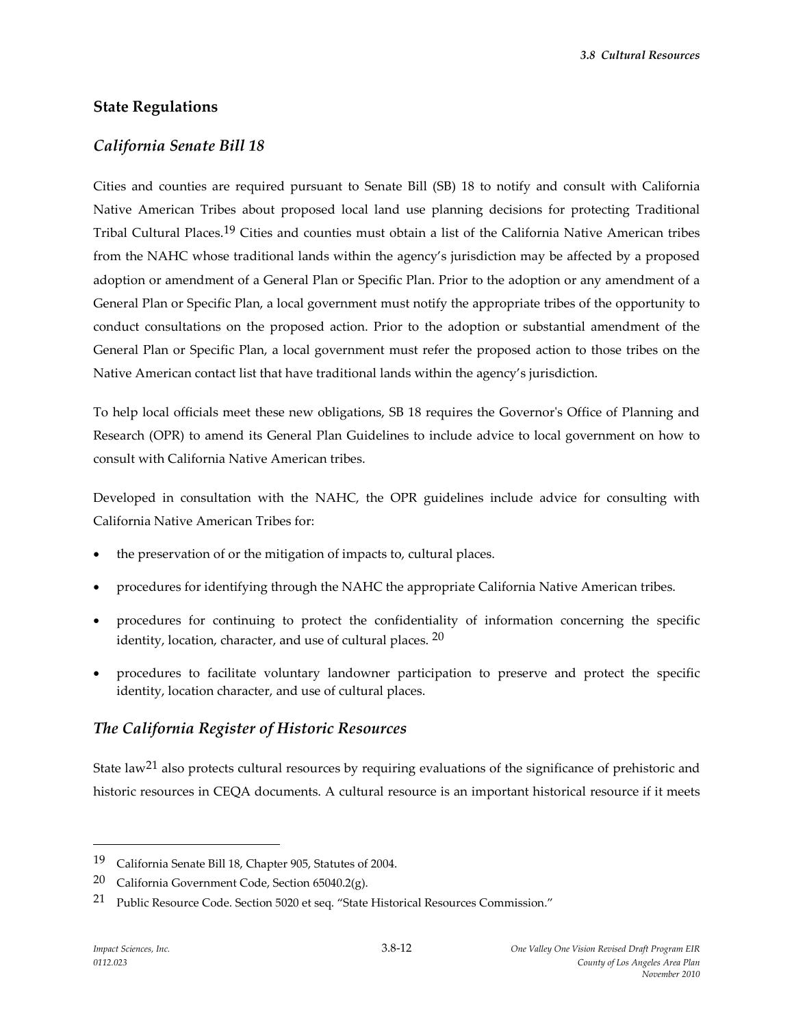## State Regulations

### *California Senate Bill 18*

Cities and counties are required pursuant to Senate Bill (SB) 18 to notify and consult with California Native American Tribes about proposed local land use planning decisions for protecting Traditional Tribal Cultural Places.[19] Cities and counties must obtain a list of the California Native American tribes from the NAHC whose traditional lands within the agency's jurisdiction may be affected by a proposed adoption or amendment of a General Plan or Specific Plan. Prior to the adoption or any amendment of a General Plan or Specific Plan, a local government must notify the appropriate tribes of the opportunity to conduct consultations on the proposed action. Prior to the adoption or substantial amendment of the General Plan or Specific Plan, a local government must refer the proposed action to those tribes on the Native American contact list that have traditional lands within the agency's jurisdiction.

To help local officials meet these new obligations, SB 18 requires the Governor's Office of Planning and Research (OPR) to amend its General Plan Guidelines to include advice to local government on how to consult with California Native American tribes.

Developed in consultation with the NAHC, the OPR guidelines include advice for consulting with California Native American Tribes for:

- the preservation of or the mitigation of impacts to, cultural places.
- procedures for identifying through the NAHC the appropriate California Native American tribes.
- procedures for continuing to protect the confidentiality of information concerning the specific identity, location, character, and use of cultural places. [20]
- procedures to facilitate voluntary landowner participation to preserve and protect the specific identity, location character, and use of cultural places.

### *The California Register of Historic Resources*

State law[21] also protects cultural resources by requiring evaluations of the significance of prehistoric and historic resources in CEQA documents. A cultural resource is an important historical resource if it meets

---

19 California Senate Bill 18, Chapter 905, Statutes of 2004.

20 California Government Code, Section 65040.2(g).

21 Public Resource Code. Section 5020 et seq. "State Historical Resources Commission."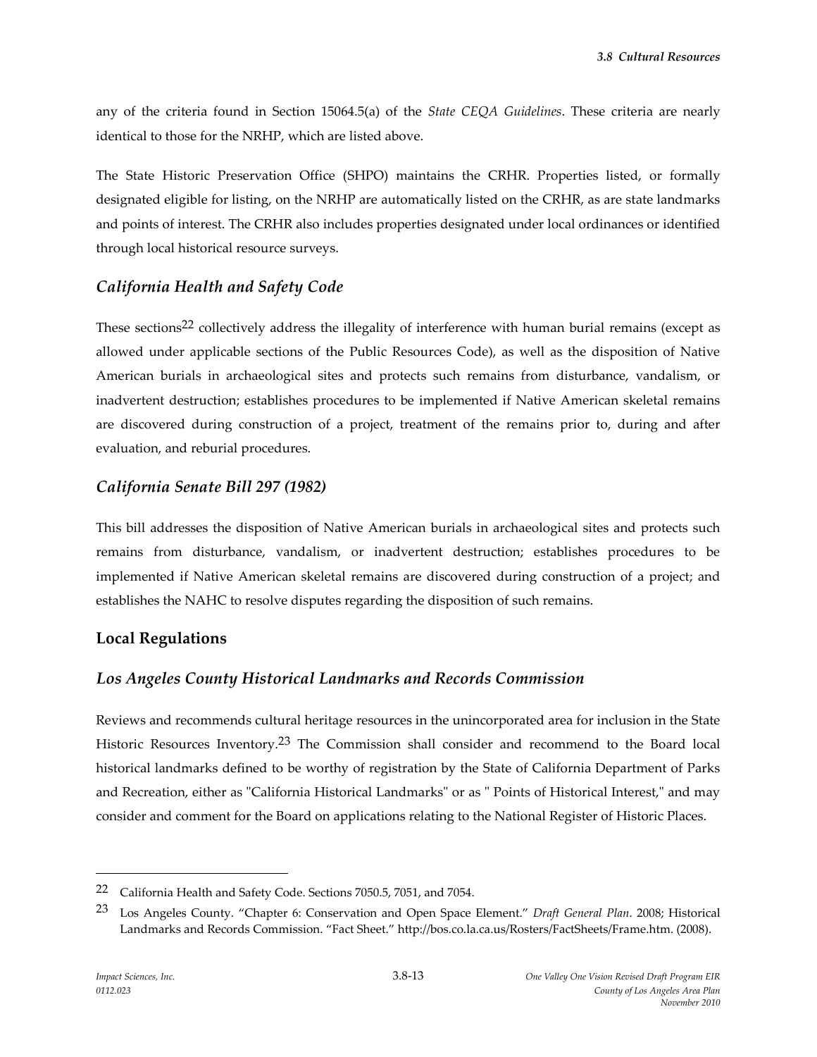any of the criteria found in Section 15064.5(a) of the *State CEQA Guidelines*. These criteria are nearly identical to those for the NRHP, which are listed above.

The State Historic Preservation Office (SHPO) maintains the CRHR. Properties listed, or formally designated eligible for listing, on the NRHP are automatically listed on the CRHR, as are state landmarks and points of interest. The CRHR also includes properties designated under local ordinances or identified through local historical resource surveys.

### *California Health and Safety Code*

These sections[22] collectively address the illegality of interference with human burial remains (except as allowed under applicable sections of the Public Resources Code), as well as the disposition of Native American burials in archaeological sites and protects such remains from disturbance, vandalism, or inadvertent destruction; establishes procedures to be implemented if Native American skeletal remains are discovered during construction of a project, treatment of the remains prior to, during and after evaluation, and reburial procedures.

### *California Senate Bill 297 (1982)*

This bill addresses the disposition of Native American burials in archaeological sites and protects such remains from disturbance, vandalism, or inadvertent destruction; establishes procedures to be implemented if Native American skeletal remains are discovered during construction of a project; and establishes the NAHC to resolve disputes regarding the disposition of such remains.

## Local Regulations

### *Los Angeles County Historical Landmarks and Records Commission*

Reviews and recommends cultural heritage resources in the unincorporated area for inclusion in the State Historic Resources Inventory.[23] The Commission shall consider and recommend to the Board local historical landmarks defined to be worthy of registration by the State of California Department of Parks and Recreation, either as "California Historical Landmarks" or as " Points of Historical Interest," and may consider and comment for the Board on applications relating to the National Register of Historic Places.

---

[22] California Health and Safety Code. Sections 7050.5, 7051, and 7054.

[23] Los Angeles County. "Chapter 6: Conservation and Open Space Element." *Draft General Plan*. 2008; Historical Landmarks and Records Commission. "Fact Sheet." http://bos.co.la.ca.us/Rosters/FactSheets/Frame.htm. (2008).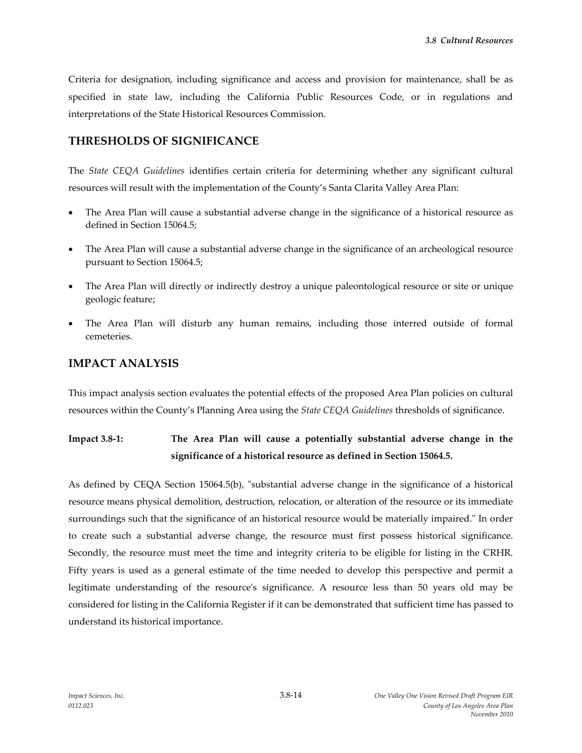Criteria for designation, including significance and access and provision for maintenance, shall be as specified in state law, including the California Public Resources Code, or in regulations and interpretations of the State Historical Resources Commission.

## THRESHOLDS OF SIGNIFICANCE

The *State CEQA Guidelines* identifies certain criteria for determining whether any significant cultural resources will result with the implementation of the County's Santa Clarita Valley Area Plan:

- The Area Plan will cause a substantial adverse change in the significance of a historical resource as defined in Section 15064.5;
- The Area Plan will cause a substantial adverse change in the significance of an archeological resource pursuant to Section 15064.5;
- The Area Plan will directly or indirectly destroy a unique paleontological resource or site or unique geologic feature;
- The Area Plan will disturb any human remains, including those interred outside of formal cemeteries.

## IMPACT ANALYSIS

This impact analysis section evaluates the potential effects of the proposed Area Plan policies on cultural resources within the County's Planning Area using the *State CEQA Guidelines* thresholds of significance.

**Impact 3.8-1: The Area Plan will cause a potentially substantial adverse change in the significance of a historical resource as defined in Section 15064.5.**

As defined by CEQA Section 15064.5(b), "substantial adverse change in the significance of a historical resource means physical demolition, destruction, relocation, or alteration of the resource or its immediate surroundings such that the significance of an historical resource would be materially impaired." In order to create such a substantial adverse change, the resource must first possess historical significance. Secondly, the resource must meet the time and integrity criteria to be eligible for listing in the CRHR. Fifty years is used as a general estimate of the time needed to develop this perspective and permit a legitimate understanding of the resource's significance. A resource less than 50 years old may be considered for listing in the California Register if it can be demonstrated that sufficient time has passed to understand its historical importance.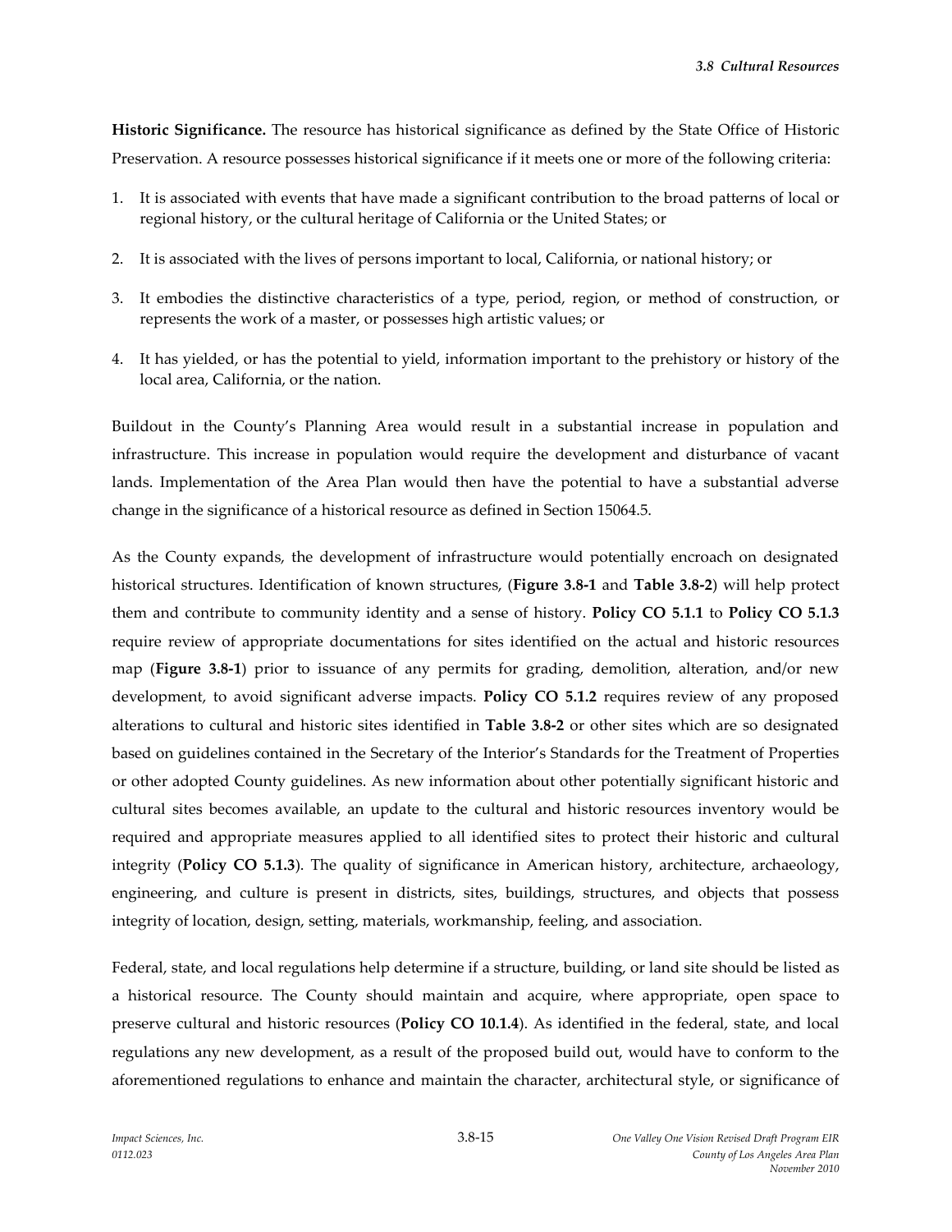**Historic Significance.** The resource has historical significance as defined by the State Office of Historic Preservation. A resource possesses historical significance if it meets one or more of the following criteria:

1. It is associated with events that have made a significant contribution to the broad patterns of local or regional history, or the cultural heritage of California or the United States; or
2. It is associated with the lives of persons important to local, California, or national history; or
3. It embodies the distinctive characteristics of a type, period, region, or method of construction, or represents the work of a master, or possesses high artistic values; or
4. It has yielded, or has the potential to yield, information important to the prehistory or history of the local area, California, or the nation.

Buildout in the County's Planning Area would result in a substantial increase in population and infrastructure. This increase in population would require the development and disturbance of vacant lands. Implementation of the Area Plan would then have the potential to have a substantial adverse change in the significance of a historical resource as defined in Section 15064.5.

As the County expands, the development of infrastructure would potentially encroach on designated historical structures. Identification of known structures, (**Figure 3.8-1** and **Table 3.8-2**) will help protect them and contribute to community identity and a sense of history. **Policy CO 5.1.1** to **Policy CO 5.1.3** require review of appropriate documentations for sites identified on the actual and historic resources map (**Figure 3.8-1**) prior to issuance of any permits for grading, demolition, alteration, and/or new development, to avoid significant adverse impacts. **Policy CO 5.1.2** requires review of any proposed alterations to cultural and historic sites identified in **Table 3.8-2** or other sites which are so designated based on guidelines contained in the Secretary of the Interior's Standards for the Treatment of Properties or other adopted County guidelines. As new information about other potentially significant historic and cultural sites becomes available, an update to the cultural and historic resources inventory would be required and appropriate measures applied to all identified sites to protect their historic and cultural integrity (**Policy CO 5.1.3**). The quality of significance in American history, architecture, archaeology, engineering, and culture is present in districts, sites, buildings, structures, and objects that possess integrity of location, design, setting, materials, workmanship, feeling, and association.

Federal, state, and local regulations help determine if a structure, building, or land site should be listed as a historical resource. The County should maintain and acquire, where appropriate, open space to preserve cultural and historic resources (**Policy CO 10.1.4**). As identified in the federal, state, and local regulations any new development, as a result of the proposed build out, would have to conform to the aforementioned regulations to enhance and maintain the character, architectural style, or significance of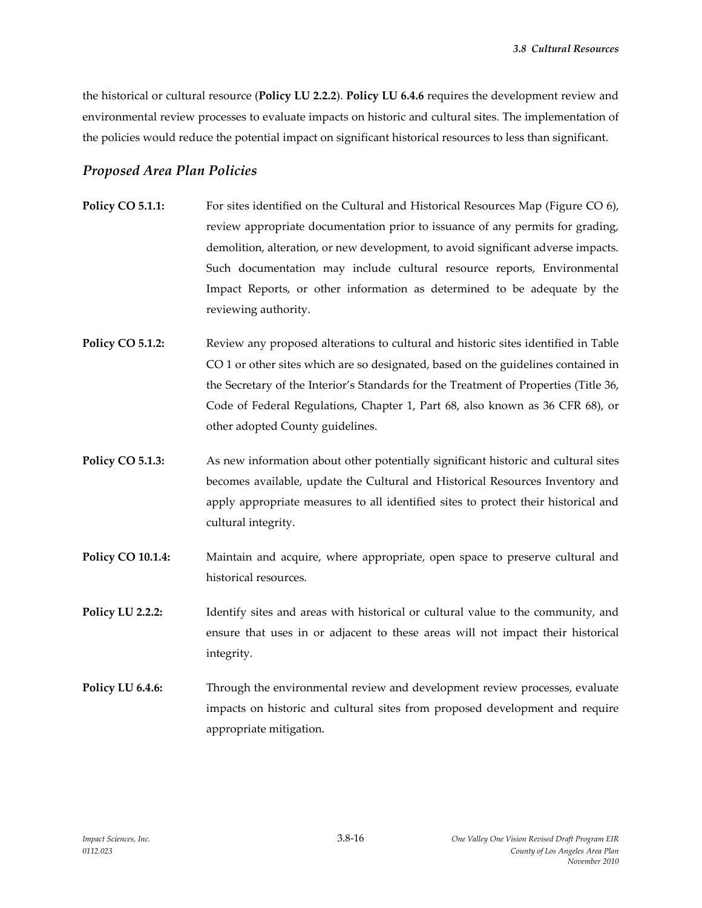the historical or cultural resource (**Policy LU 2.2.2**). **Policy LU 6.4.6** requires the development review and environmental review processes to evaluate impacts on historic and cultural sites. The implementation of the policies would reduce the potential impact on significant historical resources to less than significant.

### *Proposed Area Plan Policies*

**Policy CO 5.1.1:** For sites identified on the Cultural and Historical Resources Map (Figure CO 6), review appropriate documentation prior to issuance of any permits for grading, demolition, alteration, or new development, to avoid significant adverse impacts. Such documentation may include cultural resource reports, Environmental Impact Reports, or other information as determined to be adequate by the reviewing authority.

**Policy CO 5.1.2:** Review any proposed alterations to cultural and historic sites identified in Table CO 1 or other sites which are so designated, based on the guidelines contained in the Secretary of the Interior's Standards for the Treatment of Properties (Title 36, Code of Federal Regulations, Chapter 1, Part 68, also known as 36 CFR 68), or other adopted County guidelines.

**Policy CO 5.1.3:** As new information about other potentially significant historic and cultural sites becomes available, update the Cultural and Historical Resources Inventory and apply appropriate measures to all identified sites to protect their historical and cultural integrity.

**Policy CO 10.1.4:** Maintain and acquire, where appropriate, open space to preserve cultural and historical resources.

**Policy LU 2.2.2:** Identify sites and areas with historical or cultural value to the community, and ensure that uses in or adjacent to these areas will not impact their historical integrity.

**Policy LU 6.4.6:** Through the environmental review and development review processes, evaluate impacts on historic and cultural sites from proposed development and require appropriate mitigation.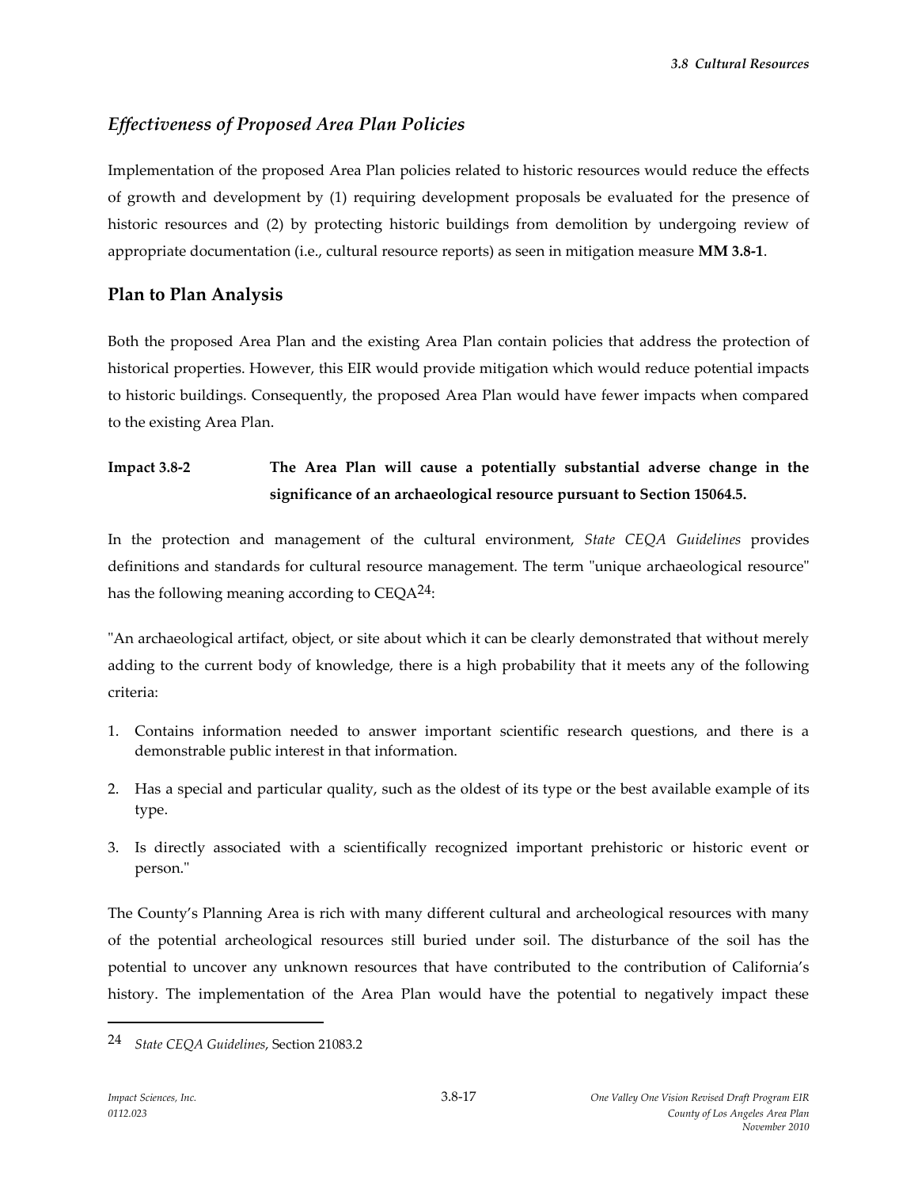## *Effectiveness of Proposed Area Plan Policies*

Implementation of the proposed Area Plan policies related to historic resources would reduce the effects of growth and development by (1) requiring development proposals be evaluated for the presence of historic resources and (2) by protecting historic buildings from demolition by undergoing review of appropriate documentation (i.e., cultural resource reports) as seen in mitigation measure **MM 3.8-1**.

## Plan to Plan Analysis

Both the proposed Area Plan and the existing Area Plan contain policies that address the protection of historical properties. However, this EIR would provide mitigation which would reduce potential impacts to historic buildings. Consequently, the proposed Area Plan would have fewer impacts when compared to the existing Area Plan.

**Impact 3.8-2 The Area Plan will cause a potentially substantial adverse change in the significance of an archaeological resource pursuant to Section 15064.5.**

In the protection and management of the cultural environment, *State CEQA Guidelines* provides definitions and standards for cultural resource management. The term "unique archaeological resource" has the following meaning according to CEQA[24]:

"An archaeological artifact, object, or site about which it can be clearly demonstrated that without merely adding to the current body of knowledge, there is a high probability that it meets any of the following criteria:

1. Contains information needed to answer important scientific research questions, and there is a demonstrable public interest in that information.
2. Has a special and particular quality, such as the oldest of its type or the best available example of its type.
3. Is directly associated with a scientifically recognized important prehistoric or historic event or person."

The County's Planning Area is rich with many different cultural and archeological resources with many of the potential archeological resources still buried under soil. The disturbance of the soil has the potential to uncover any unknown resources that have contributed to the contribution of California's history. The implementation of the Area Plan would have the potential to negatively impact these

---

24 *State CEQA Guidelines*, Section 21083.2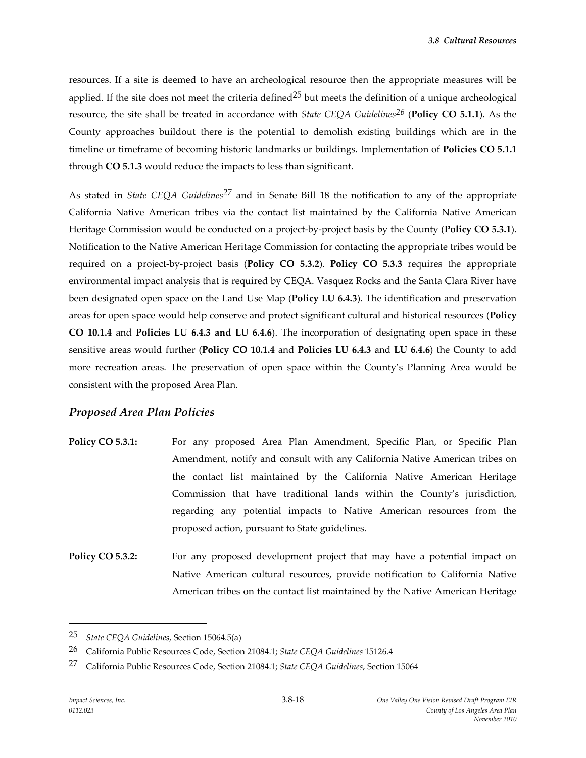resources. If a site is deemed to have an archeological resource then the appropriate measures will be applied. If the site does not meet the criteria defined[25] but meets the definition of a unique archeological resource, the site shall be treated in accordance with *State CEQA Guidelines*[26] (**Policy CO 5.1.1**). As the County approaches buildout there is the potential to demolish existing buildings which are in the timeline or timeframe of becoming historic landmarks or buildings. Implementation of **Policies CO 5.1.1** through **CO 5.1.3** would reduce the impacts to less than significant.

As stated in *State CEQA Guidelines*[27] and in Senate Bill 18 the notification to any of the appropriate California Native American tribes via the contact list maintained by the California Native American Heritage Commission would be conducted on a project-by-project basis by the County (**Policy CO 5.3.1**). Notification to the Native American Heritage Commission for contacting the appropriate tribes would be required on a project-by-project basis (**Policy CO 5.3.2**). **Policy CO 5.3.3** requires the appropriate environmental impact analysis that is required by CEQA. Vasquez Rocks and the Santa Clara River have been designated open space on the Land Use Map (**Policy LU 6.4.3**). The identification and preservation areas for open space would help conserve and protect significant cultural and historical resources (**Policy CO 10.1.4** and **Policies LU 6.4.3 and LU 6.4.6**). The incorporation of designating open space in these sensitive areas would further (**Policy CO 10.1.4** and **Policies LU 6.4.3** and **LU 6.4.6**) the County to add more recreation areas. The preservation of open space within the County's Planning Area would be consistent with the proposed Area Plan.

## *Proposed Area Plan Policies*

**Policy CO 5.3.1:** For any proposed Area Plan Amendment, Specific Plan, or Specific Plan Amendment, notify and consult with any California Native American tribes on the contact list maintained by the California Native American Heritage Commission that have traditional lands within the County's jurisdiction, regarding any potential impacts to Native American resources from the proposed action, pursuant to State guidelines.

**Policy CO 5.3.2:** For any proposed development project that may have a potential impact on Native American cultural resources, provide notification to California Native American tribes on the contact list maintained by the Native American Heritage

---

25 *State CEQA Guidelines*, Section 15064.5(a)

26 California Public Resources Code, Section 21084.1; *State CEQA Guidelines* 15126.4

27 California Public Resources Code, Section 21084.1; *State CEQA Guidelines*, Section 15064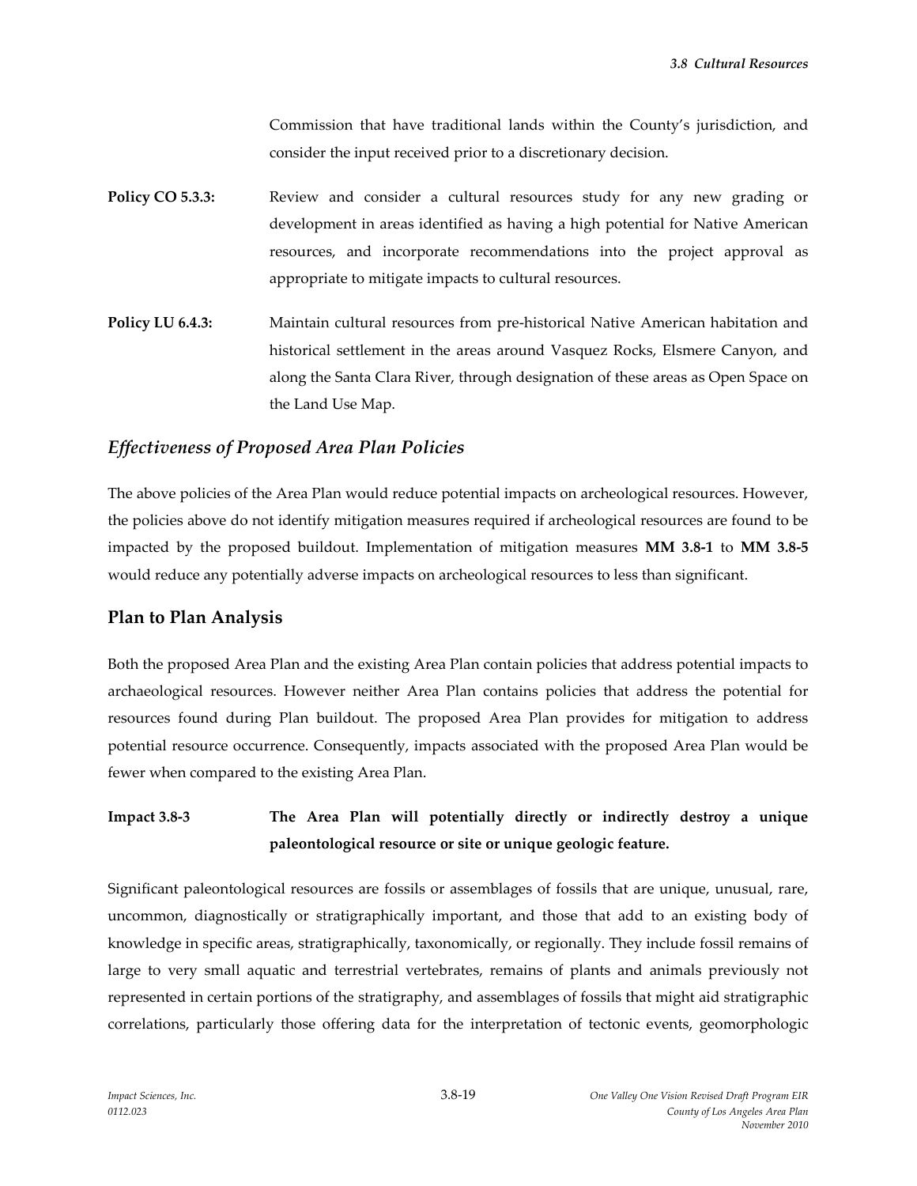Commission that have traditional lands within the County's jurisdiction, and consider the input received prior to a discretionary decision.

**Policy CO 5.3.3:** Review and consider a cultural resources study for any new grading or development in areas identified as having a high potential for Native American resources, and incorporate recommendations into the project approval as appropriate to mitigate impacts to cultural resources.

**Policy LU 6.4.3:** Maintain cultural resources from pre-historical Native American habitation and historical settlement in the areas around Vasquez Rocks, Elsmere Canyon, and along the Santa Clara River, through designation of these areas as Open Space on the Land Use Map.

### *Effectiveness of Proposed Area Plan Policies*

The above policies of the Area Plan would reduce potential impacts on archeological resources. However, the policies above do not identify mitigation measures required if archeological resources are found to be impacted by the proposed buildout. Implementation of mitigation measures **MM 3.8-1** to **MM 3.8-5** would reduce any potentially adverse impacts on archeological resources to less than significant.

## Plan to Plan Analysis

Both the proposed Area Plan and the existing Area Plan contain policies that address potential impacts to archaeological resources. However neither Area Plan contains policies that address the potential for resources found during Plan buildout. The proposed Area Plan provides for mitigation to address potential resource occurrence. Consequently, impacts associated with the proposed Area Plan would be fewer when compared to the existing Area Plan.

**Impact 3.8-3** **The Area Plan will potentially directly or indirectly destroy a unique paleontological resource or site or unique geologic feature.**

Significant paleontological resources are fossils or assemblages of fossils that are unique, unusual, rare, uncommon, diagnostically or stratigraphically important, and those that add to an existing body of knowledge in specific areas, stratigraphically, taxonomically, or regionally. They include fossil remains of large to very small aquatic and terrestrial vertebrates, remains of plants and animals previously not represented in certain portions of the stratigraphy, and assemblages of fossils that might aid stratigraphic correlations, particularly those offering data for the interpretation of tectonic events, geomorphologic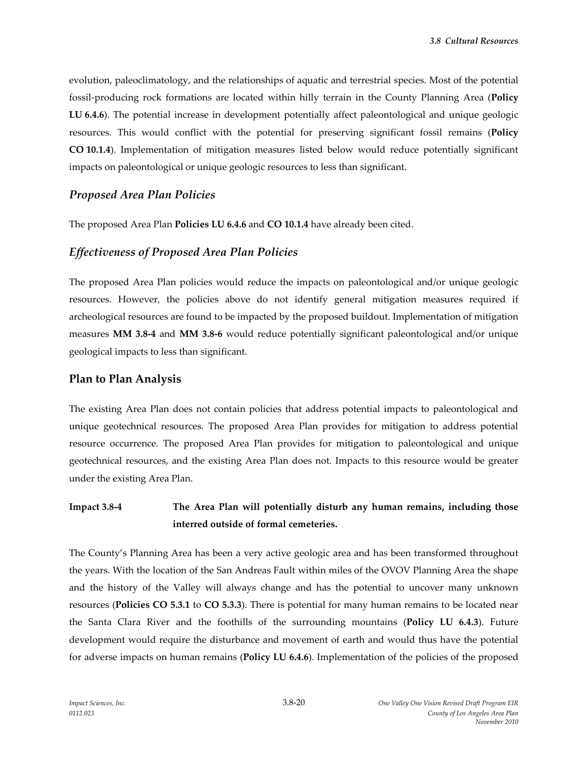evolution, paleoclimatology, and the relationships of aquatic and terrestrial species. Most of the potential fossil-producing rock formations are located within hilly terrain in the County Planning Area (**Policy LU 6.4.6**). The potential increase in development potentially affect paleontological and unique geologic resources. This would conflict with the potential for preserving significant fossil remains (**Policy CO 10.1.4**). Implementation of mitigation measures listed below would reduce potentially significant impacts on paleontological or unique geologic resources to less than significant.

### *Proposed Area Plan Policies*

The proposed Area Plan **Policies LU 6.4.6** and **CO 10.1.4** have already been cited.

### *Effectiveness of Proposed Area Plan Policies*

The proposed Area Plan policies would reduce the impacts on paleontological and/or unique geologic resources. However, the policies above do not identify general mitigation measures required if archeological resources are found to be impacted by the proposed buildout. Implementation of mitigation measures **MM 3.8-4** and **MM 3.8-6** would reduce potentially significant paleontological and/or unique geological impacts to less than significant.

## Plan to Plan Analysis

The existing Area Plan does not contain policies that address potential impacts to paleontological and unique geotechnical resources. The proposed Area Plan provides for mitigation to address potential resource occurrence. The proposed Area Plan provides for mitigation to paleontological and unique geotechnical resources, and the existing Area Plan does not. Impacts to this resource would be greater under the existing Area Plan.

**Impact 3.8-4 The Area Plan will potentially disturb any human remains, including those interred outside of formal cemeteries.**

The County's Planning Area has been a very active geologic area and has been transformed throughout the years. With the location of the San Andreas Fault within miles of the OVOV Planning Area the shape and the history of the Valley will always change and has the potential to uncover many unknown resources (**Policies CO 5.3.1** to **CO 5.3.3**). There is potential for many human remains to be located near the Santa Clara River and the foothills of the surrounding mountains (**Policy LU 6.4.3**). Future development would require the disturbance and movement of earth and would thus have the potential for adverse impacts on human remains (**Policy LU 6.4.6**). Implementation of the policies of the proposed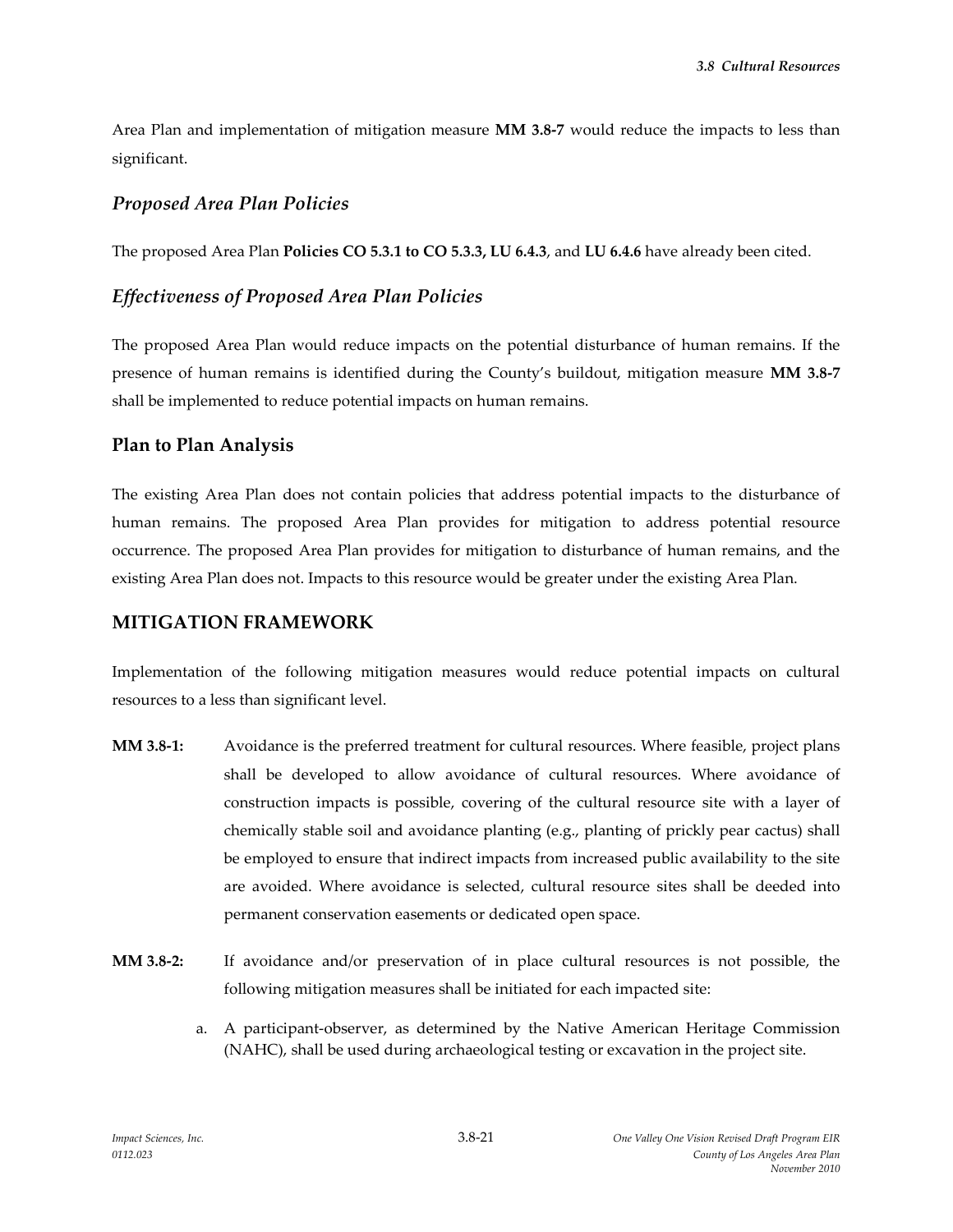Area Plan and implementation of mitigation measure **MM 3.8-7** would reduce the impacts to less than significant.

### *Proposed Area Plan Policies*

The proposed Area Plan **Policies CO 5.3.1 to CO 5.3.3, LU 6.4.3**, and **LU 6.4.6** have already been cited.

### *Effectiveness of Proposed Area Plan Policies*

The proposed Area Plan would reduce impacts on the potential disturbance of human remains. If the presence of human remains is identified during the County's buildout, mitigation measure **MM 3.8-7** shall be implemented to reduce potential impacts on human remains.

### Plan to Plan Analysis

The existing Area Plan does not contain policies that address potential impacts to the disturbance of human remains. The proposed Area Plan provides for mitigation to address potential resource occurrence. The proposed Area Plan provides for mitigation to disturbance of human remains, and the existing Area Plan does not. Impacts to this resource would be greater under the existing Area Plan.

## MITIGATION FRAMEWORK

Implementation of the following mitigation measures would reduce potential impacts on cultural resources to a less than significant level.

**MM 3.8-1:** Avoidance is the preferred treatment for cultural resources. Where feasible, project plans shall be developed to allow avoidance of cultural resources. Where avoidance of construction impacts is possible, covering of the cultural resource site with a layer of chemically stable soil and avoidance planting (e.g., planting of prickly pear cactus) shall be employed to ensure that indirect impacts from increased public availability to the site are avoided. Where avoidance is selected, cultural resource sites shall be deeded into permanent conservation easements or dedicated open space.

**MM 3.8-2:** If avoidance and/or preservation of in place cultural resources is not possible, the following mitigation measures shall be initiated for each impacted site:

a. A participant-observer, as determined by the Native American Heritage Commission (NAHC), shall be used during archaeological testing or excavation in the project site.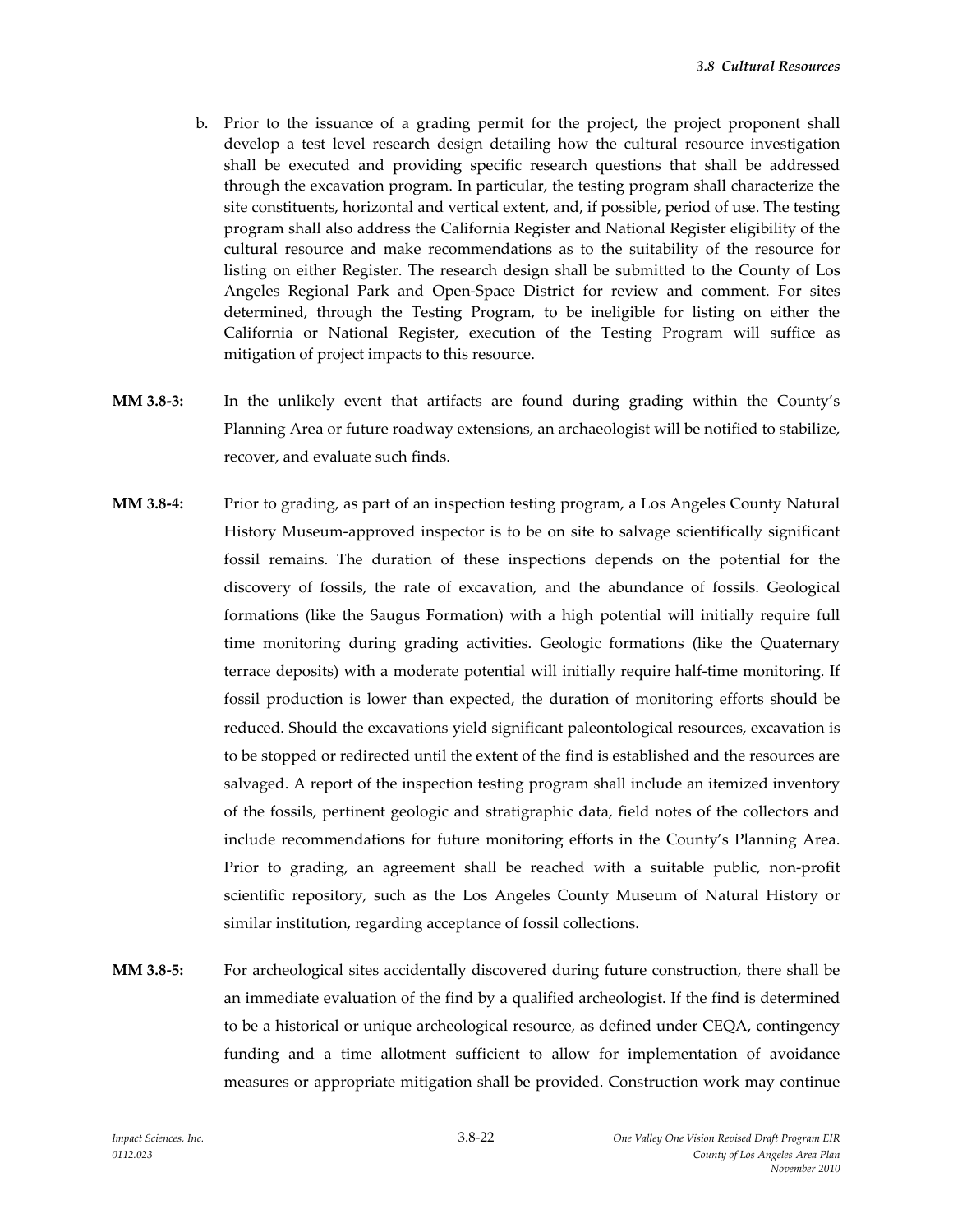b. Prior to the issuance of a grading permit for the project, the project proponent shall develop a test level research design detailing how the cultural resource investigation shall be executed and providing specific research questions that shall be addressed through the excavation program. In particular, the testing program shall characterize the site constituents, horizontal and vertical extent, and, if possible, period of use. The testing program shall also address the California Register and National Register eligibility of the cultural resource and make recommendations as to the suitability of the resource for listing on either Register. The research design shall be submitted to the County of Los Angeles Regional Park and Open-Space District for review and comment. For sites determined, through the Testing Program, to be ineligible for listing on either the California or National Register, execution of the Testing Program will suffice as mitigation of project impacts to this resource.

**MM 3.8-3:** In the unlikely event that artifacts are found during grading within the County's Planning Area or future roadway extensions, an archaeologist will be notified to stabilize, recover, and evaluate such finds.

**MM 3.8-4:** Prior to grading, as part of an inspection testing program, a Los Angeles County Natural History Museum-approved inspector is to be on site to salvage scientifically significant fossil remains. The duration of these inspections depends on the potential for the discovery of fossils, the rate of excavation, and the abundance of fossils. Geological formations (like the Saugus Formation) with a high potential will initially require full time monitoring during grading activities. Geologic formations (like the Quaternary terrace deposits) with a moderate potential will initially require half-time monitoring. If fossil production is lower than expected, the duration of monitoring efforts should be reduced. Should the excavations yield significant paleontological resources, excavation is to be stopped or redirected until the extent of the find is established and the resources are salvaged. A report of the inspection testing program shall include an itemized inventory of the fossils, pertinent geologic and stratigraphic data, field notes of the collectors and include recommendations for future monitoring efforts in the County's Planning Area. Prior to grading, an agreement shall be reached with a suitable public, non-profit scientific repository, such as the Los Angeles County Museum of Natural History or similar institution, regarding acceptance of fossil collections.

**MM 3.8-5:** For archeological sites accidentally discovered during future construction, there shall be an immediate evaluation of the find by a qualified archeologist. If the find is determined to be a historical or unique archeological resource, as defined under CEQA, contingency funding and a time allotment sufficient to allow for implementation of avoidance measures or appropriate mitigation shall be provided. Construction work may continue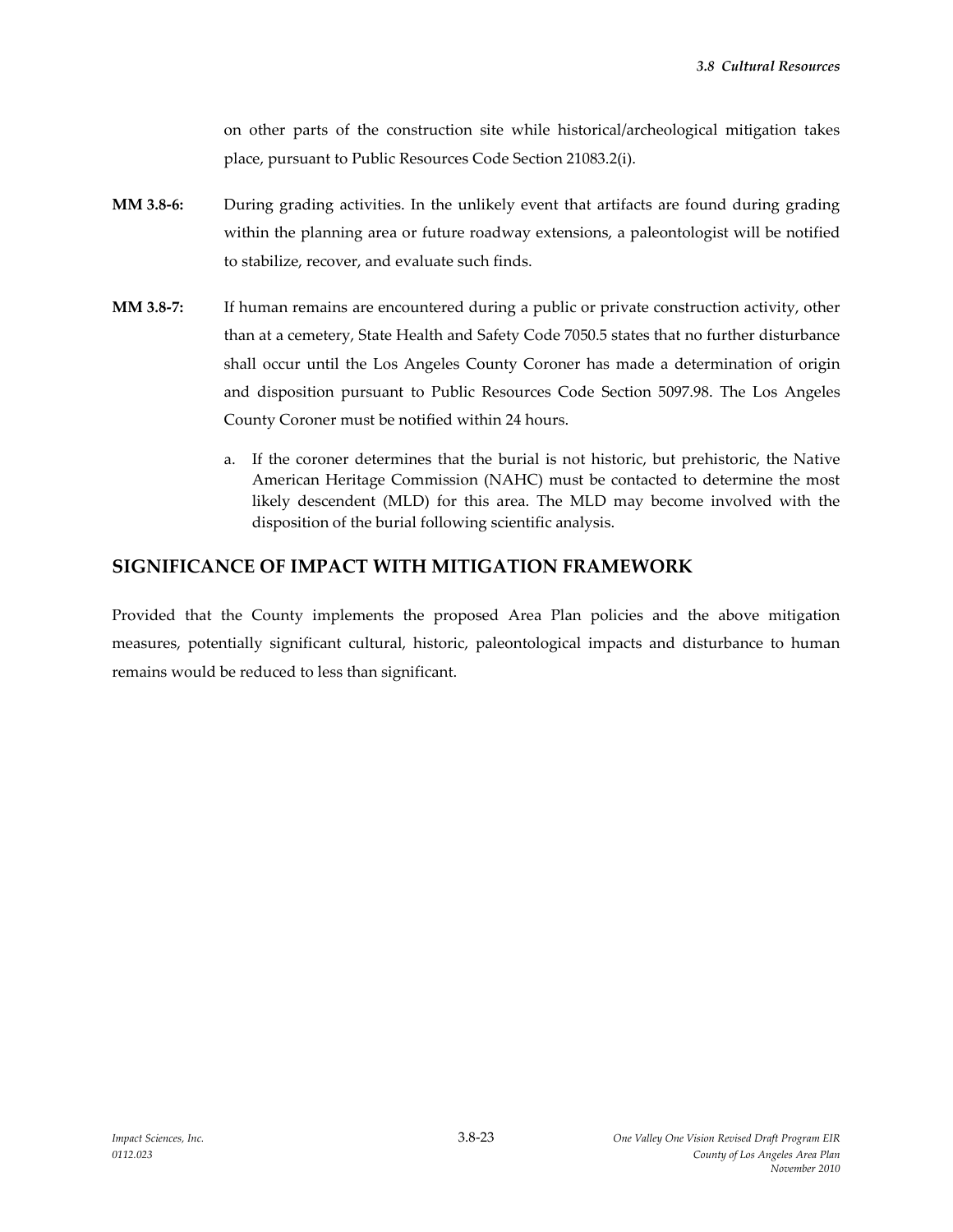on other parts of the construction site while historical/archeological mitigation takes place, pursuant to Public Resources Code Section 21083.2(i).

**MM 3.8-6:** During grading activities. In the unlikely event that artifacts are found during grading within the planning area or future roadway extensions, a paleontologist will be notified to stabilize, recover, and evaluate such finds.

**MM 3.8-7:** If human remains are encountered during a public or private construction activity, other than at a cemetery, State Health and Safety Code 7050.5 states that no further disturbance shall occur until the Los Angeles County Coroner has made a determination of origin and disposition pursuant to Public Resources Code Section 5097.98. The Los Angeles County Coroner must be notified within 24 hours.

a. If the coroner determines that the burial is not historic, but prehistoric, the Native American Heritage Commission (NAHC) must be contacted to determine the most likely descendent (MLD) for this area. The MLD may become involved with the disposition of the burial following scientific analysis.

## SIGNIFICANCE OF IMPACT WITH MITIGATION FRAMEWORK

Provided that the County implements the proposed Area Plan policies and the above mitigation measures, potentially significant cultural, historic, paleontological impacts and disturbance to human remains would be reduced to less than significant.